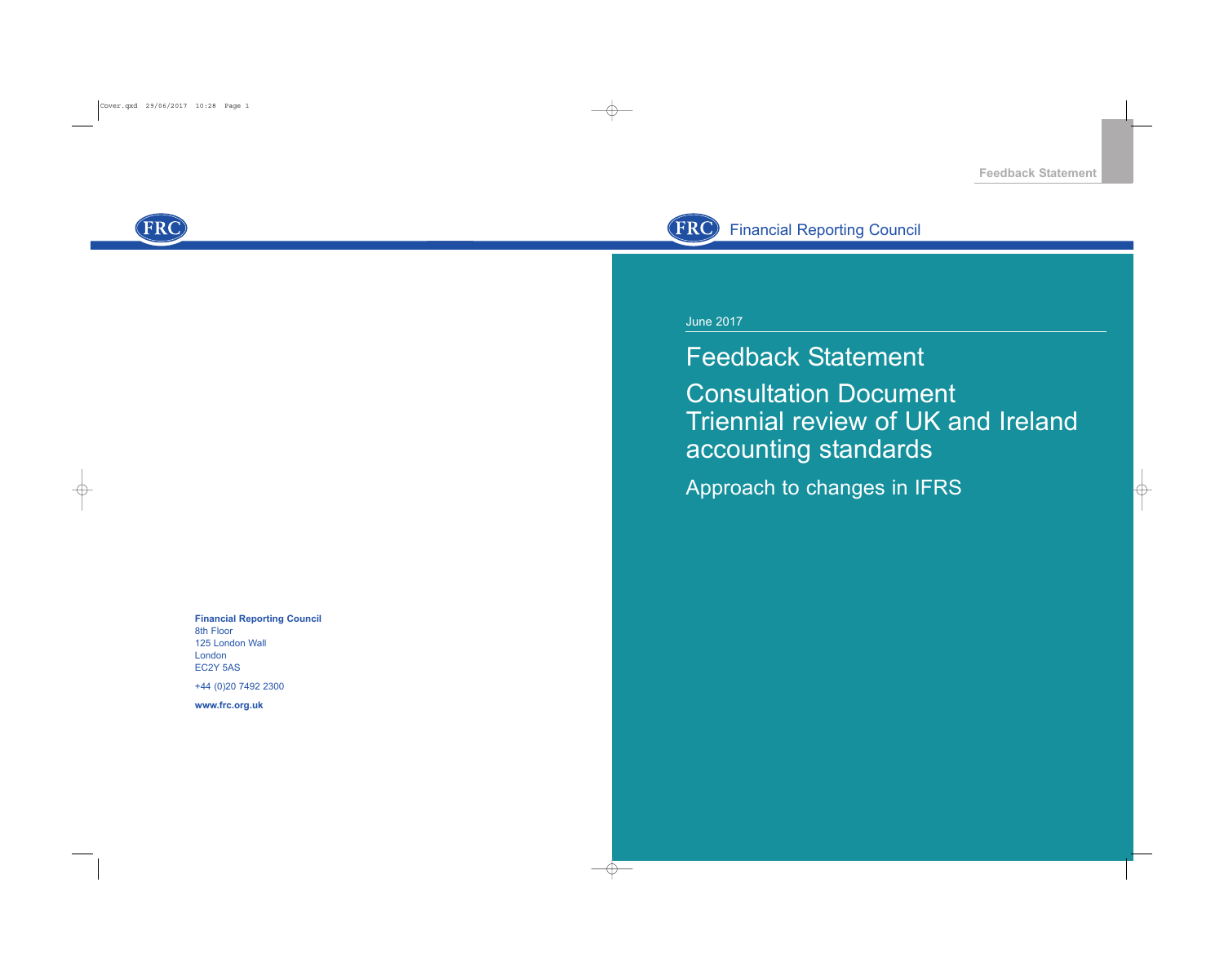Feedback Statement

Financial Reporting Council

June 2017

# Feedback Statement

## Consultation Document Triennial review of UK and Ireland accounting standards

### Approach to changes in IFRS

**Financial Reporting Council**
8th Floor
125 London Wall
London
EC2Y 5AS

+44 (0)20 7492 2300

**www.frc.org.uk**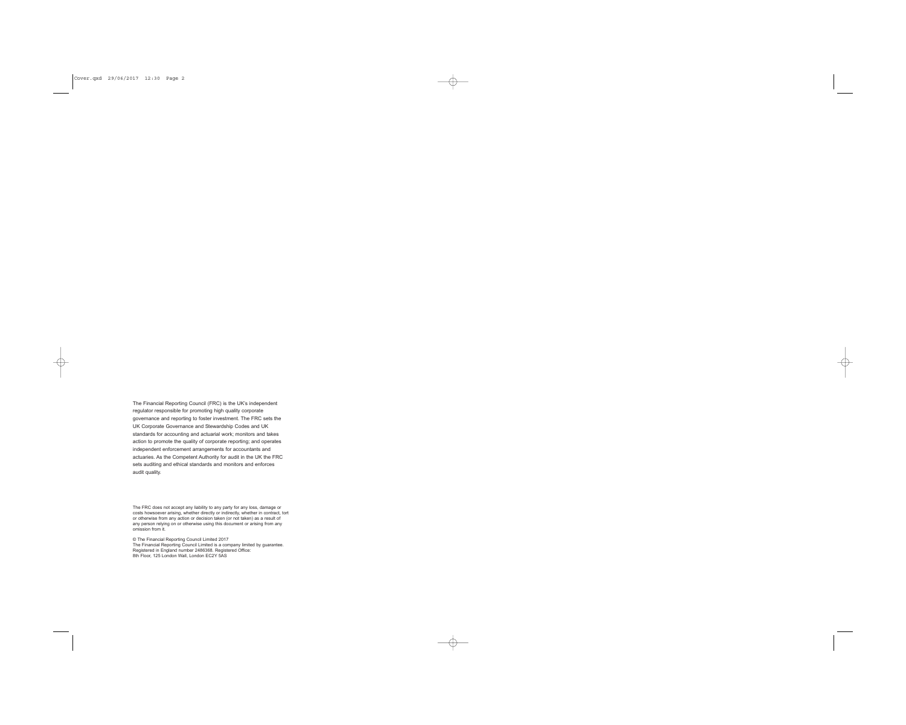The Financial Reporting Council (FRC) is the UK's independent regulator responsible for promoting high quality corporate governance and reporting to foster investment. The FRC sets the UK Corporate Governance and Stewardship Codes and UK standards for accounting and actuarial work; monitors and takes action to promote the quality of corporate reporting; and operates independent enforcement arrangements for accountants and actuaries. As the Competent Authority for audit in the UK the FRC sets auditing and ethical standards and monitors and enforces audit quality.

The FRC does not accept any liability to any party for any loss, damage or costs howsoever arising, whether directly or indirectly, whether in contract, tort or otherwise from any action or decision taken (or not taken) as a result of any person relying on or otherwise using this document or arising from any omission from it.

© The Financial Reporting Council Limited 2017
The Financial Reporting Council Limited is a company limited by guarantee. Registered in England number 2486368. Registered Office: 8th Floor, 125 London Wall, London EC2Y 5AS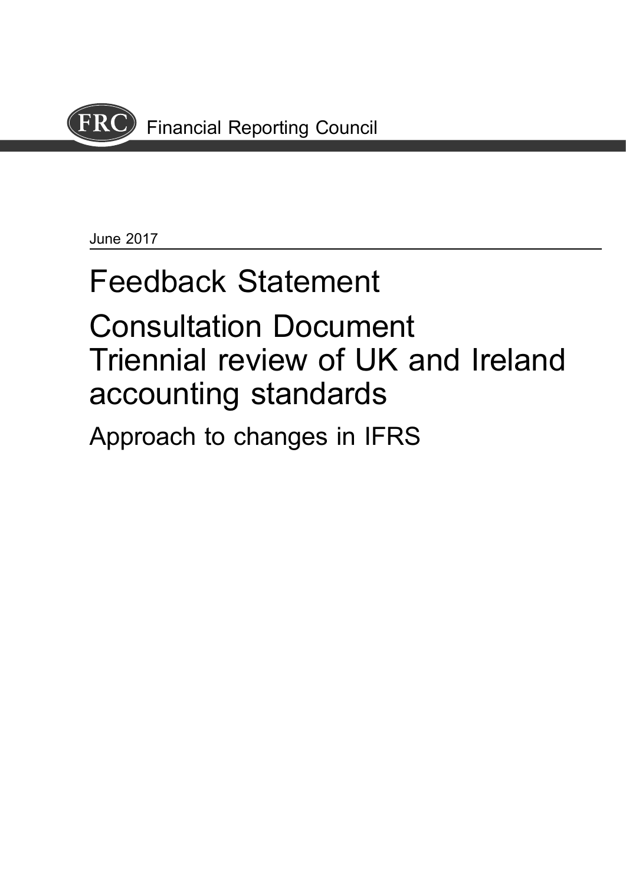Financial Reporting Council

June 2017

# Feedback Statement

# Consultation Document
# Triennial review of UK and Ireland accounting standards

## Approach to changes in IFRS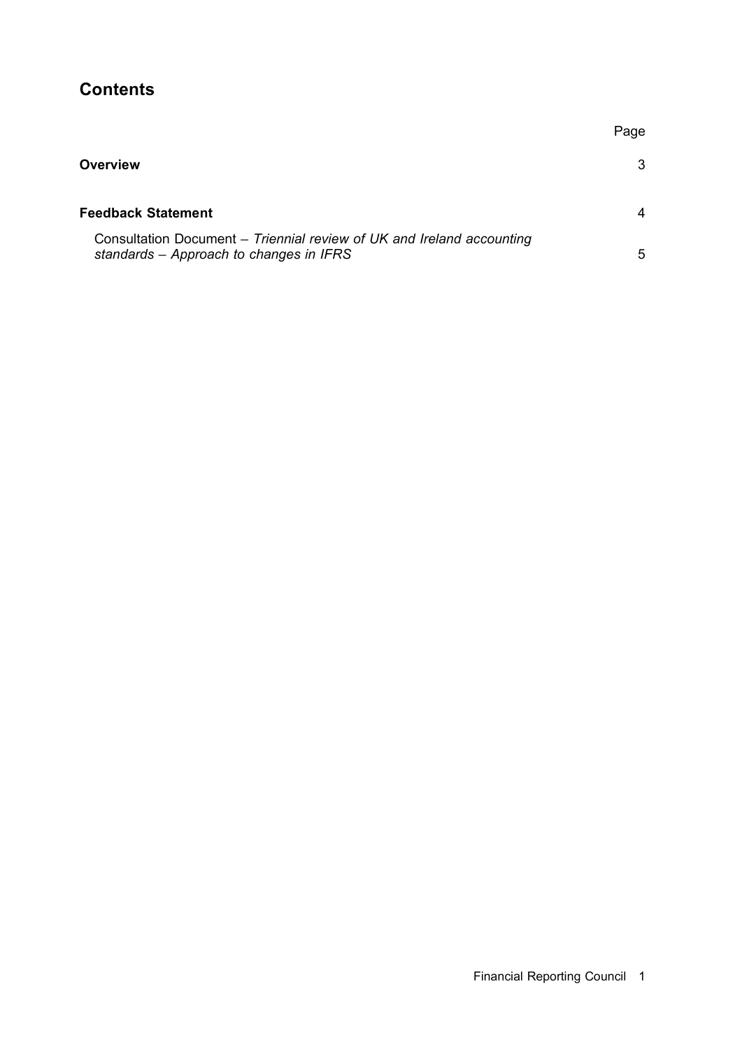# Contents

| | Page |
|---|---|
| **Overview** | 3 |
| **Feedback Statement** | 4 |
| Consultation Document – *Triennial review of UK and Ireland accounting standards – Approach to changes in IFRS* | 5 |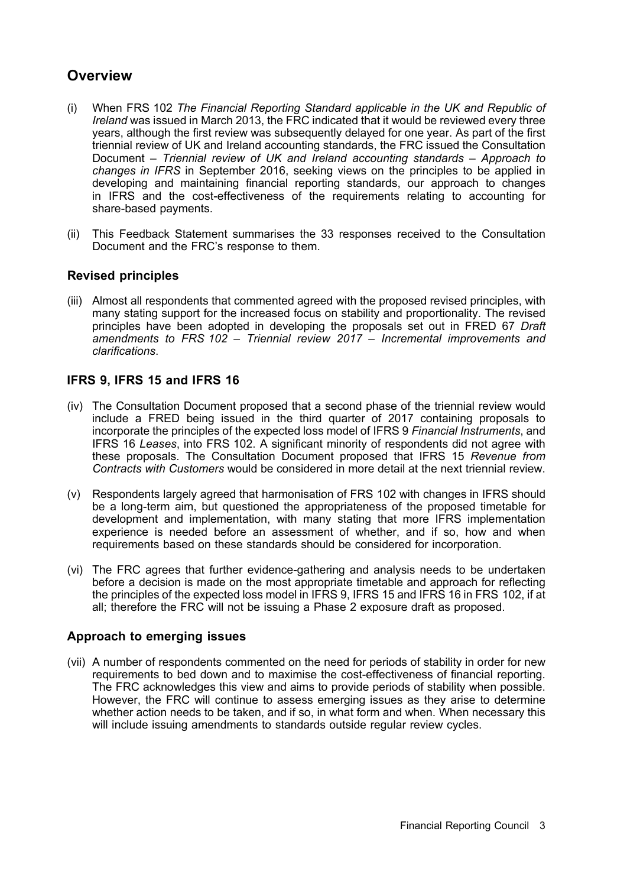## Overview

(i) When FRS 102 *The Financial Reporting Standard applicable in the UK and Republic of Ireland* was issued in March 2013, the FRC indicated that it would be reviewed every three years, although the first review was subsequently delayed for one year. As part of the first triennial review of UK and Ireland accounting standards, the FRC issued the Consultation Document – *Triennial review of UK and Ireland accounting standards – Approach to changes in IFRS* in September 2016, seeking views on the principles to be applied in developing and maintaining financial reporting standards, our approach to changes in IFRS and the cost-effectiveness of the requirements relating to accounting for share-based payments.

(ii) This Feedback Statement summarises the 33 responses received to the Consultation Document and the FRC's response to them.

### Revised principles

(iii) Almost all respondents that commented agreed with the proposed revised principles, with many stating support for the increased focus on stability and proportionality. The revised principles have been adopted in developing the proposals set out in FRED 67 *Draft amendments to FRS 102 – Triennial review 2017 – Incremental improvements and clarifications*.

### IFRS 9, IFRS 15 and IFRS 16

(iv) The Consultation Document proposed that a second phase of the triennial review would include a FRED being issued in the third quarter of 2017 containing proposals to incorporate the principles of the expected loss model of IFRS 9 *Financial Instruments*, and IFRS 16 *Leases*, into FRS 102. A significant minority of respondents did not agree with these proposals. The Consultation Document proposed that IFRS 15 *Revenue from Contracts with Customers* would be considered in more detail at the next triennial review.

(v) Respondents largely agreed that harmonisation of FRS 102 with changes in IFRS should be a long-term aim, but questioned the appropriateness of the proposed timetable for development and implementation, with many stating that more IFRS implementation experience is needed before an assessment of whether, and if so, how and when requirements based on these standards should be considered for incorporation.

(vi) The FRC agrees that further evidence-gathering and analysis needs to be undertaken before a decision is made on the most appropriate timetable and approach for reflecting the principles of the expected loss model in IFRS 9, IFRS 15 and IFRS 16 in FRS 102, if at all; therefore the FRC will not be issuing a Phase 2 exposure draft as proposed.

### Approach to emerging issues

(vii) A number of respondents commented on the need for periods of stability in order for new requirements to bed down and to maximise the cost-effectiveness of financial reporting. The FRC acknowledges this view and aims to provide periods of stability when possible. However, the FRC will continue to assess emerging issues as they arise to determine whether action needs to be taken, and if so, in what form and when. When necessary this will include issuing amendments to standards outside regular review cycles.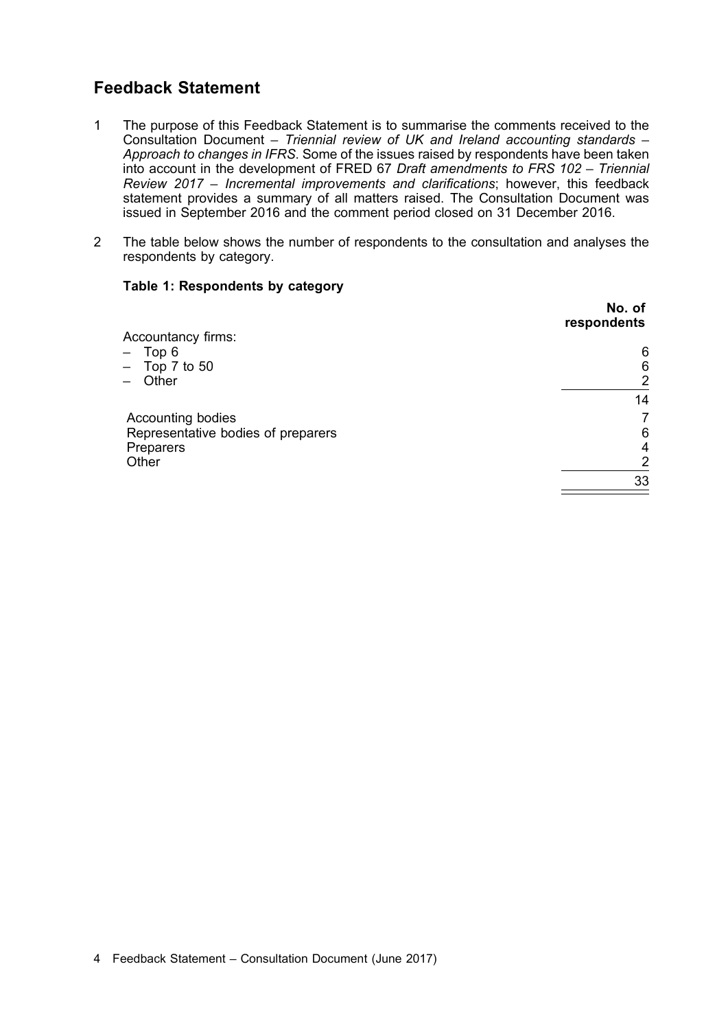## Feedback Statement

1 The purpose of this Feedback Statement is to summarise the comments received to the Consultation Document – *Triennial review of UK and Ireland accounting standards – Approach to changes in IFRS*. Some of the issues raised by respondents have been taken into account in the development of FRED 67 *Draft amendments to FRS 102 – Triennial Review 2017 – Incremental improvements and clarifications*; however, this feedback statement provides a summary of all matters raised. The Consultation Document was issued in September 2016 and the comment period closed on 31 December 2016.

2 The table below shows the number of respondents to the consultation and analyses the respondents by category.

**Table 1: Respondents by category**

| | **No. of respondents** |
|---|---|
| Accountancy firms: | |
| – Top 6 | 6 |
| – Top 7 to 50 | 6 |
| – Other | 2 |
| | 14 |
| Accounting bodies | 7 |
| Representative bodies of preparers | 6 |
| Preparers | 4 |
| Other | 2 |
| | 33 |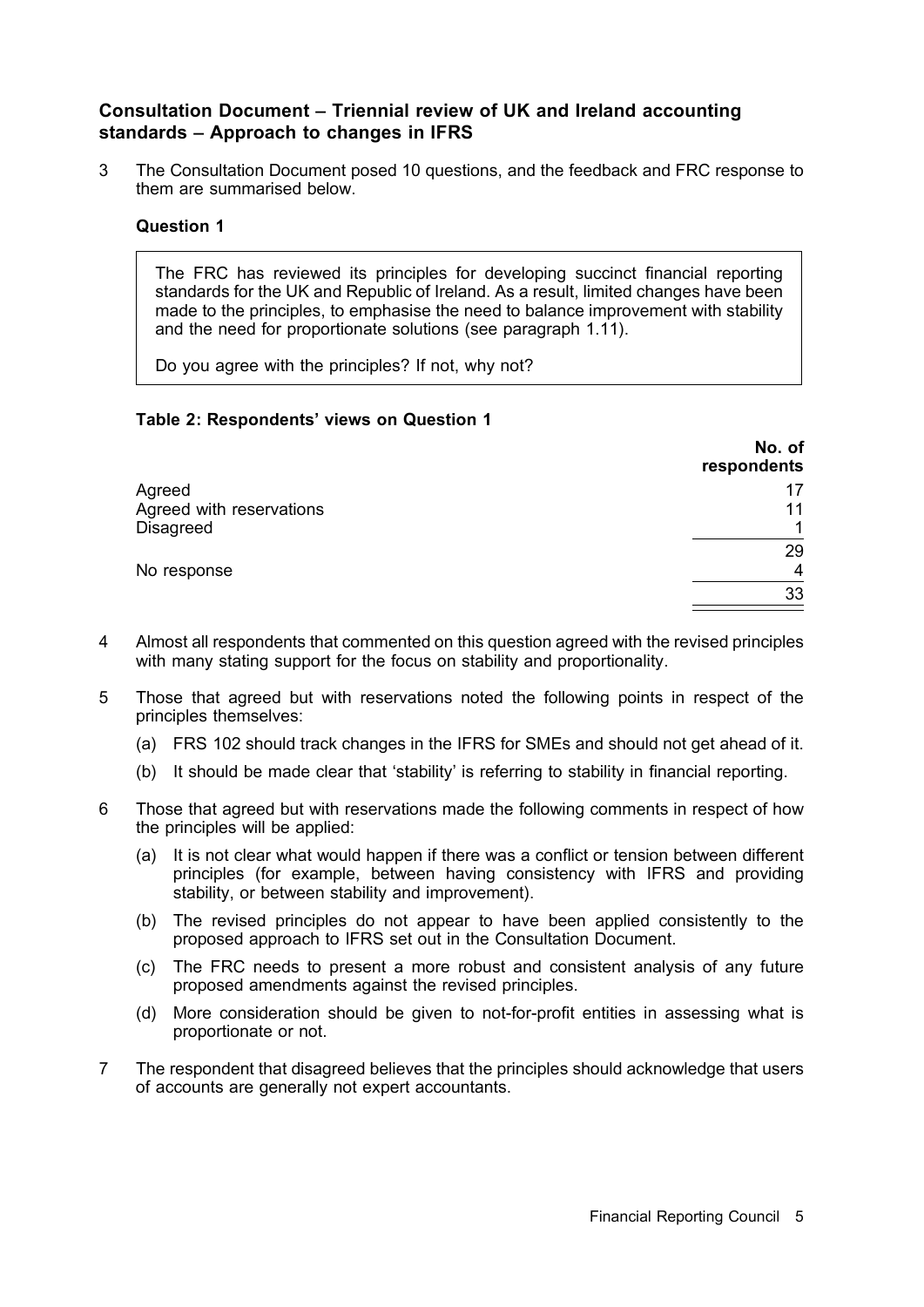## Consultation Document – Triennial review of UK and Ireland accounting standards – Approach to changes in IFRS

3 The Consultation Document posed 10 questions, and the feedback and FRC response to them are summarised below.

### Question 1

> The FRC has reviewed its principles for developing succinct financial reporting standards for the UK and Republic of Ireland. As a result, limited changes have been made to the principles, to emphasise the need to balance improvement with stability and the need for proportionate solutions (see paragraph 1.11).
>
> Do you agree with the principles? If not, why not?

**Table 2: Respondents' views on Question 1**

| | No. of respondents |
|---|---|
| Agreed | 17 |
| Agreed with reservations | 11 |
| Disagreed | 1 |
| | 29 |
| No response | 4 |
| | 33 |

4 Almost all respondents that commented on this question agreed with the revised principles with many stating support for the focus on stability and proportionality.

5 Those that agreed but with reservations noted the following points in respect of the principles themselves:

(a) FRS 102 should track changes in the IFRS for SMEs and should not get ahead of it.

(b) It should be made clear that 'stability' is referring to stability in financial reporting.

6 Those that agreed but with reservations made the following comments in respect of how the principles will be applied:

(a) It is not clear what would happen if there was a conflict or tension between different principles (for example, between having consistency with IFRS and providing stability, or between stability and improvement).

(b) The revised principles do not appear to have been applied consistently to the proposed approach to IFRS set out in the Consultation Document.

(c) The FRC needs to present a more robust and consistent analysis of any future proposed amendments against the revised principles.

(d) More consideration should be given to not-for-profit entities in assessing what is proportionate or not.

7 The respondent that disagreed believes that the principles should acknowledge that users of accounts are generally not expert accountants.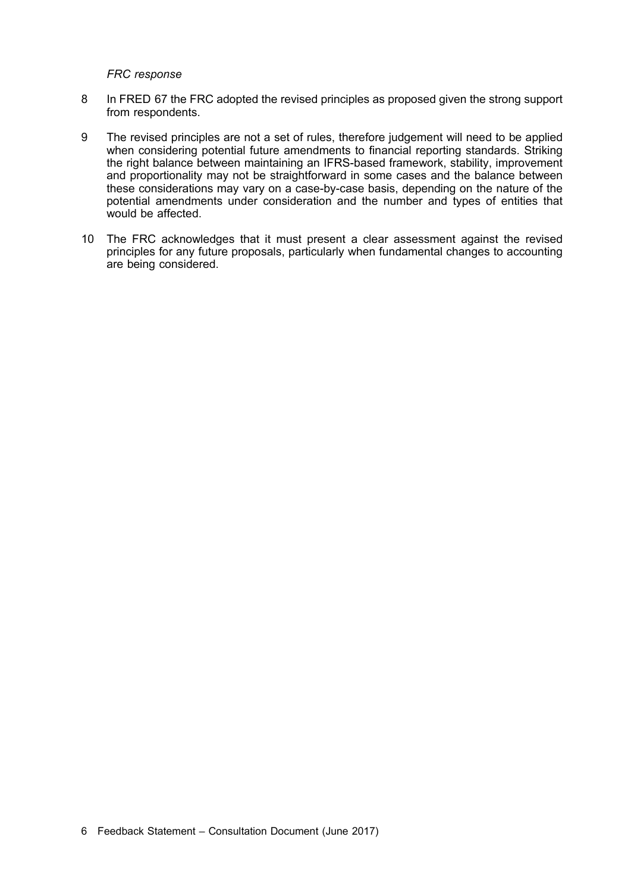*FRC response*

8 In FRED 67 the FRC adopted the revised principles as proposed given the strong support from respondents.

9 The revised principles are not a set of rules, therefore judgement will need to be applied when considering potential future amendments to financial reporting standards. Striking the right balance between maintaining an IFRS-based framework, stability, improvement and proportionality may not be straightforward in some cases and the balance between these considerations may vary on a case-by-case basis, depending on the nature of the potential amendments under consideration and the number and types of entities that would be affected.

10 The FRC acknowledges that it must present a clear assessment against the revised principles for any future proposals, particularly when fundamental changes to accounting are being considered.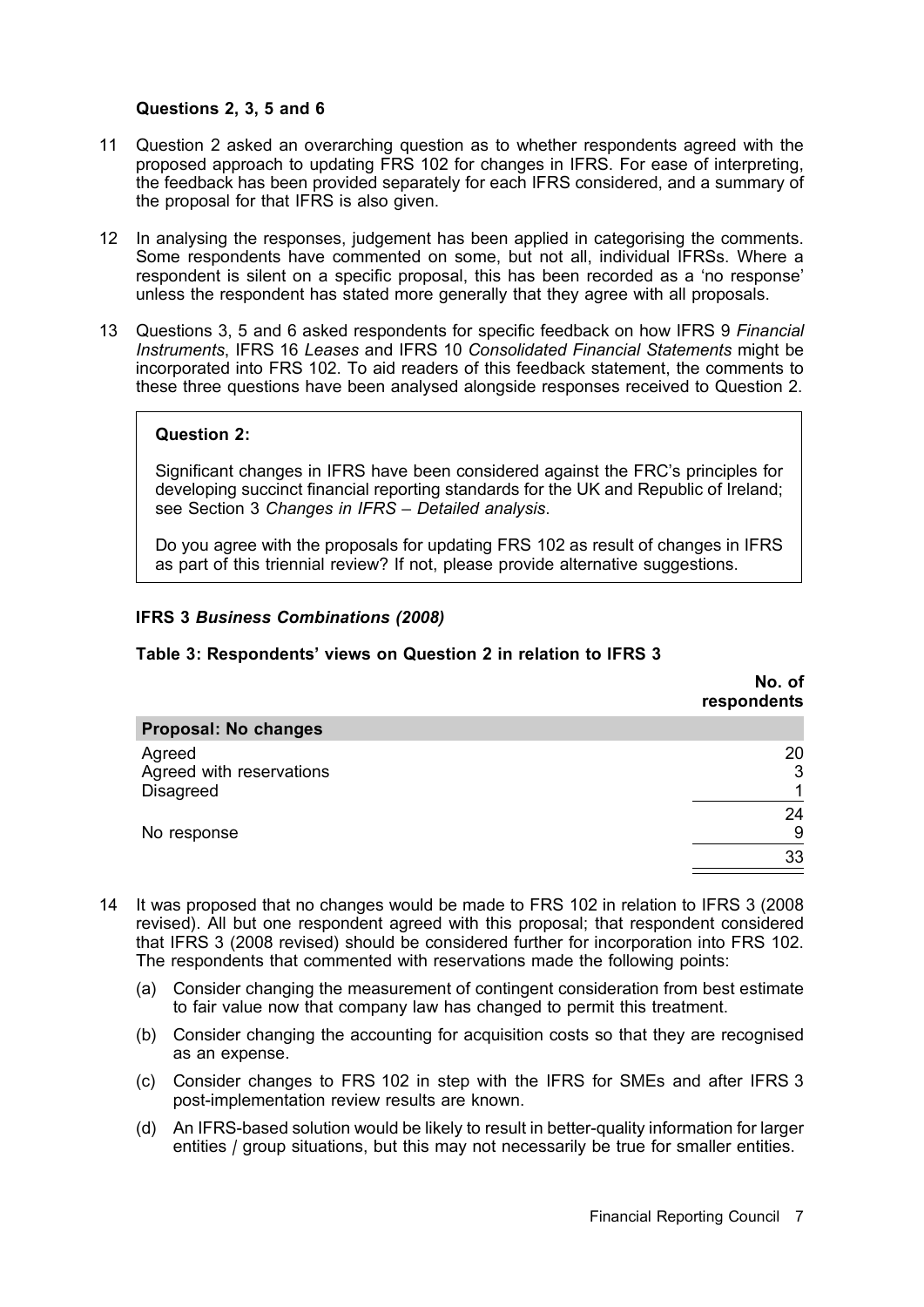#### Questions 2, 3, 5 and 6

11 Question 2 asked an overarching question as to whether respondents agreed with the proposed approach to updating FRS 102 for changes in IFRS. For ease of interpreting, the feedback has been provided separately for each IFRS considered, and a summary of the proposal for that IFRS is also given.

12 In analysing the responses, judgement has been applied in categorising the comments. Some respondents have commented on some, but not all, individual IFRSs. Where a respondent is silent on a specific proposal, this has been recorded as a 'no response' unless the respondent has stated more generally that they agree with all proposals.

13 Questions 3, 5 and 6 asked respondents for specific feedback on how IFRS 9 *Financial Instruments*, IFRS 16 *Leases* and IFRS 10 *Consolidated Financial Statements* might be incorporated into FRS 102. To aid readers of this feedback statement, the comments to these three questions have been analysed alongside responses received to Question 2.

> **Question 2:**
>
> Significant changes in IFRS have been considered against the FRC's principles for developing succinct financial reporting standards for the UK and Republic of Ireland; see Section 3 *Changes in IFRS – Detailed analysis*.
>
> Do you agree with the proposals for updating FRS 102 as result of changes in IFRS as part of this triennial review? If not, please provide alternative suggestions.

#### IFRS 3 *Business Combinations (2008)*

**Table 3: Respondents' views on Question 2 in relation to IFRS 3**

| | No. of respondents |
|---|---|
| **Proposal: No changes** | |
| Agreed | 20 |
| Agreed with reservations | 3 |
| Disagreed | 1 |
| | 24 |
| No response | 9 |
| | 33 |

14 It was proposed that no changes would be made to FRS 102 in relation to IFRS 3 (2008 revised). All but one respondent agreed with this proposal; that respondent considered that IFRS 3 (2008 revised) should be considered further for incorporation into FRS 102. The respondents that commented with reservations made the following points:

(a) Consider changing the measurement of contingent consideration from best estimate to fair value now that company law has changed to permit this treatment.

(b) Consider changing the accounting for acquisition costs so that they are recognised as an expense.

(c) Consider changes to FRS 102 in step with the IFRS for SMEs and after IFRS 3 post-implementation review results are known.

(d) An IFRS-based solution would be likely to result in better-quality information for larger entities / group situations, but this may not necessarily be true for smaller entities.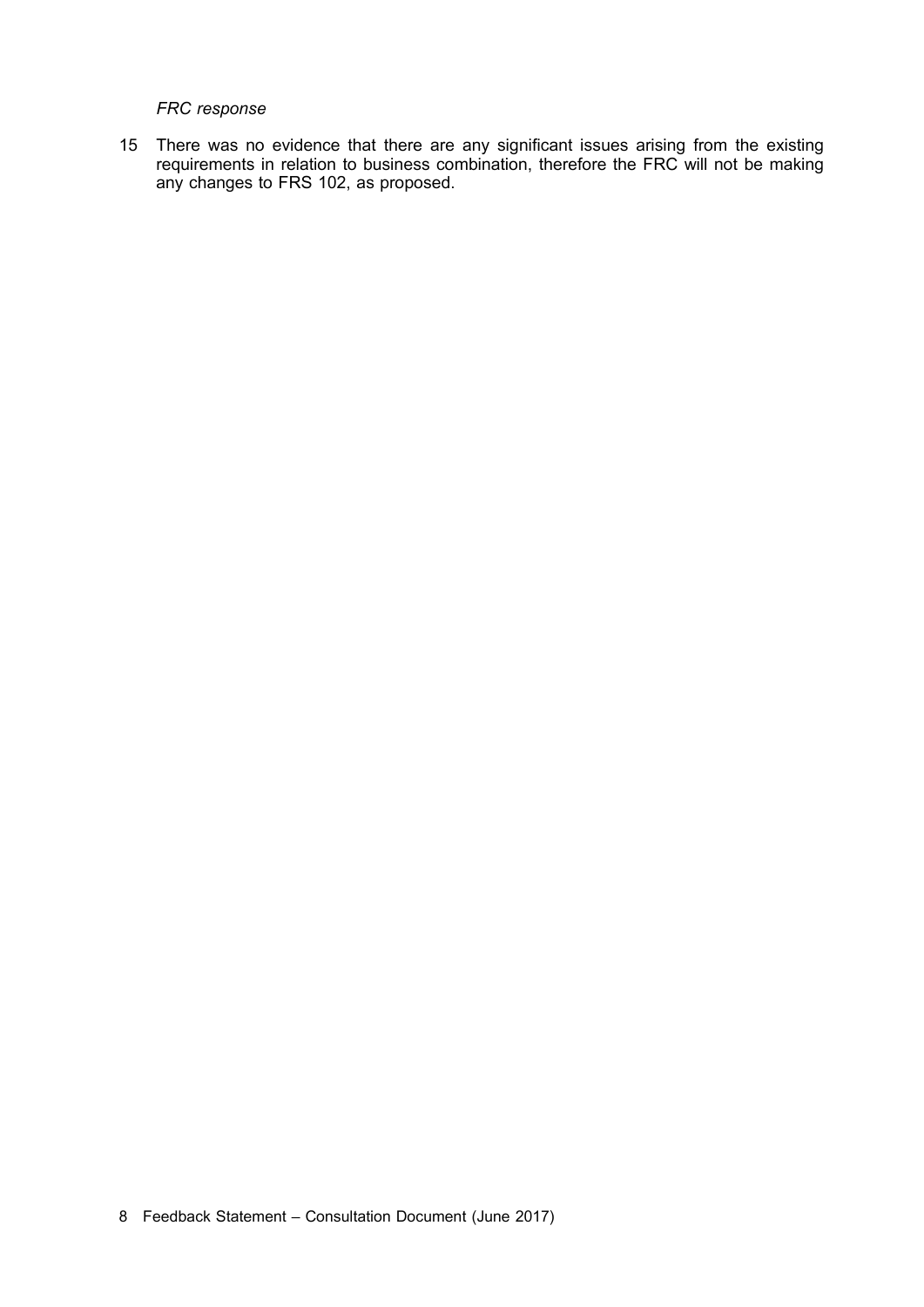*FRC response*

15 There was no evidence that there are any significant issues arising from the existing requirements in relation to business combination, therefore the FRC will not be making any changes to FRS 102, as proposed.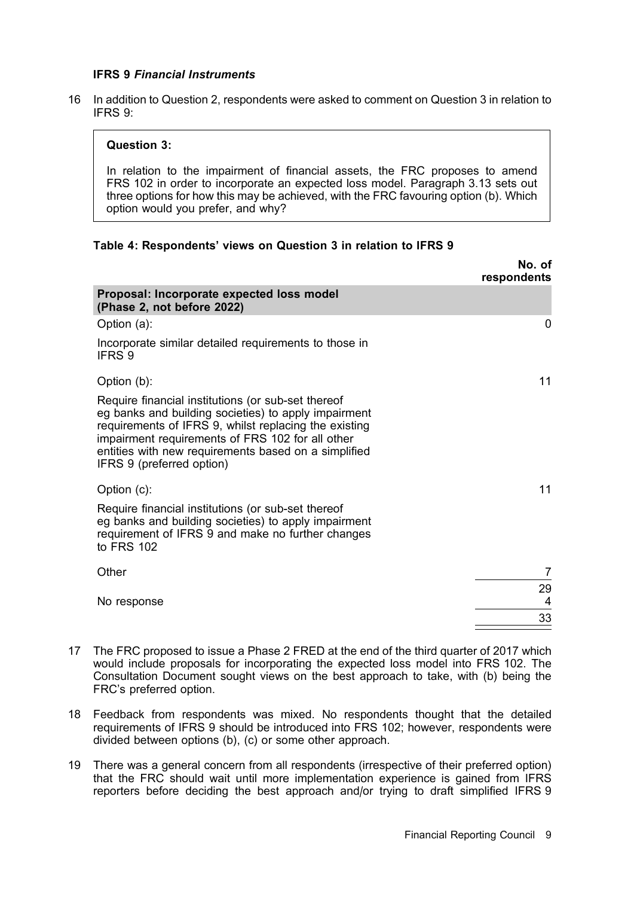### IFRS 9 *Financial Instruments*

16 In addition to Question 2, respondents were asked to comment on Question 3 in relation to IFRS 9:

> **Question 3:**
>
> In relation to the impairment of financial assets, the FRC proposes to amend FRS 102 in order to incorporate an expected loss model. Paragraph 3.13 sets out three options for how this may be achieved, with the FRC favouring option (b). Which option would you prefer, and why?

**Table 4: Respondents' views on Question 3 in relation to IFRS 9**

| | No. of respondents |
|---|---|
| **Proposal: Incorporate expected loss model (Phase 2, not before 2022)** | |
| Option (a): Incorporate similar detailed requirements to those in IFRS 9 | 0 |
| Option (b): Require financial institutions (or sub-set thereof eg banks and building societies) to apply impairment requirements of IFRS 9, whilst replacing the existing impairment requirements of FRS 102 for all other entities with new requirements based on a simplified IFRS 9 (preferred option) | 11 |
| Option (c): Require financial institutions (or sub-set thereof eg banks and building societies) to apply impairment requirement of IFRS 9 and make no further changes to FRS 102 | 11 |
| Other | 7 |
| | 29 |
| No response | 4 |
| | 33 |

17 The FRC proposed to issue a Phase 2 FRED at the end of the third quarter of 2017 which would include proposals for incorporating the expected loss model into FRS 102. The Consultation Document sought views on the best approach to take, with (b) being the FRC's preferred option.

18 Feedback from respondents was mixed. No respondents thought that the detailed requirements of IFRS 9 should be introduced into FRS 102; however, respondents were divided between options (b), (c) or some other approach.

19 There was a general concern from all respondents (irrespective of their preferred option) that the FRC should wait until more implementation experience is gained from IFRS reporters before deciding the best approach and/or trying to draft simplified IFRS 9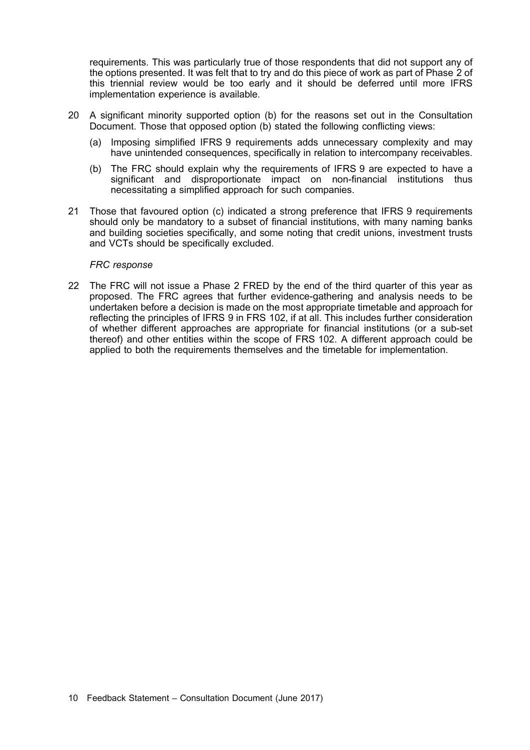requirements. This was particularly true of those respondents that did not support any of the options presented. It was felt that to try and do this piece of work as part of Phase 2 of this triennial review would be too early and it should be deferred until more IFRS implementation experience is available.

20 A significant minority supported option (b) for the reasons set out in the Consultation Document. Those that opposed option (b) stated the following conflicting views:

   (a) Imposing simplified IFRS 9 requirements adds unnecessary complexity and may have unintended consequences, specifically in relation to intercompany receivables.

   (b) The FRC should explain why the requirements of IFRS 9 are expected to have a significant and disproportionate impact on non-financial institutions thus necessitating a simplified approach for such companies.

21 Those that favoured option (c) indicated a strong preference that IFRS 9 requirements should only be mandatory to a subset of financial institutions, with many naming banks and building societies specifically, and some noting that credit unions, investment trusts and VCTs should be specifically excluded.

*FRC response*

22 The FRC will not issue a Phase 2 FRED by the end of the third quarter of this year as proposed. The FRC agrees that further evidence-gathering and analysis needs to be undertaken before a decision is made on the most appropriate timetable and approach for reflecting the principles of IFRS 9 in FRS 102, if at all. This includes further consideration of whether different approaches are appropriate for financial institutions (or a sub-set thereof) and other entities within the scope of FRS 102. A different approach could be applied to both the requirements themselves and the timetable for implementation.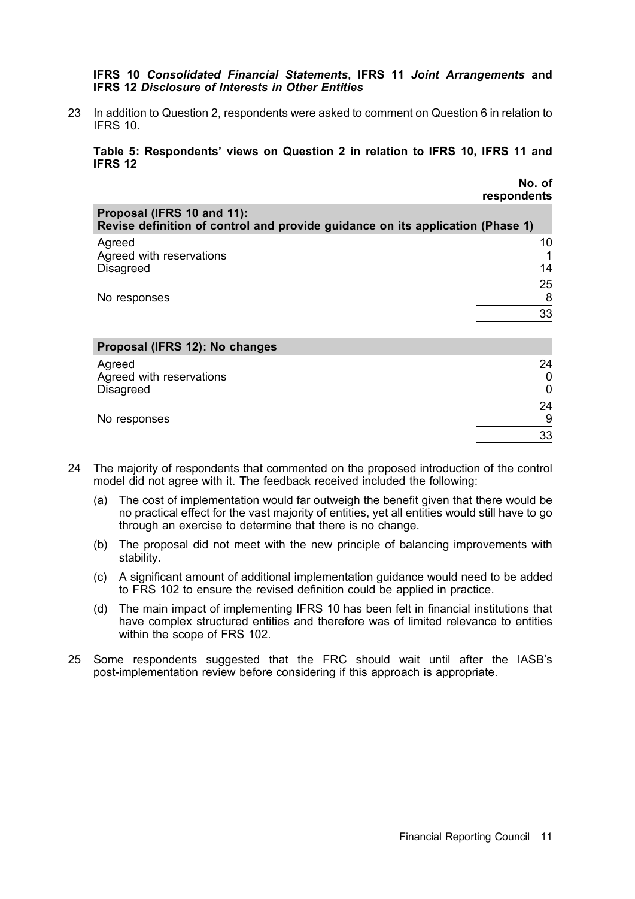**IFRS 10 *Consolidated Financial Statements*, IFRS 11 *Joint Arrangements* and IFRS 12 *Disclosure of Interests in Other Entities***

23 In addition to Question 2, respondents were asked to comment on Question 6 in relation to IFRS 10.

**Table 5: Respondents' views on Question 2 in relation to IFRS 10, IFRS 11 and IFRS 12**

| | No. of respondents |
|---|---|
| **Proposal (IFRS 10 and 11): Revise definition of control and provide guidance on its application (Phase 1)** | |
| Agreed | 10 |
| Agreed with reservations | 1 |
| Disagreed | 14 |
| | 25 |
| No responses | 8 |
| | 33 |
| **Proposal (IFRS 12): No changes** | |
| Agreed | 24 |
| Agreed with reservations | 0 |
| Disagreed | 0 |
| | 24 |
| No responses | 9 |
| | 33 |

24 The majority of respondents that commented on the proposed introduction of the control model did not agree with it. The feedback received included the following:

(a) The cost of implementation would far outweigh the benefit given that there would be no practical effect for the vast majority of entities, yet all entities would still have to go through an exercise to determine that there is no change.

(b) The proposal did not meet with the new principle of balancing improvements with stability.

(c) A significant amount of additional implementation guidance would need to be added to FRS 102 to ensure the revised definition could be applied in practice.

(d) The main impact of implementing IFRS 10 has been felt in financial institutions that have complex structured entities and therefore was of limited relevance to entities within the scope of FRS 102.

25 Some respondents suggested that the FRC should wait until after the IASB's post-implementation review before considering if this approach is appropriate.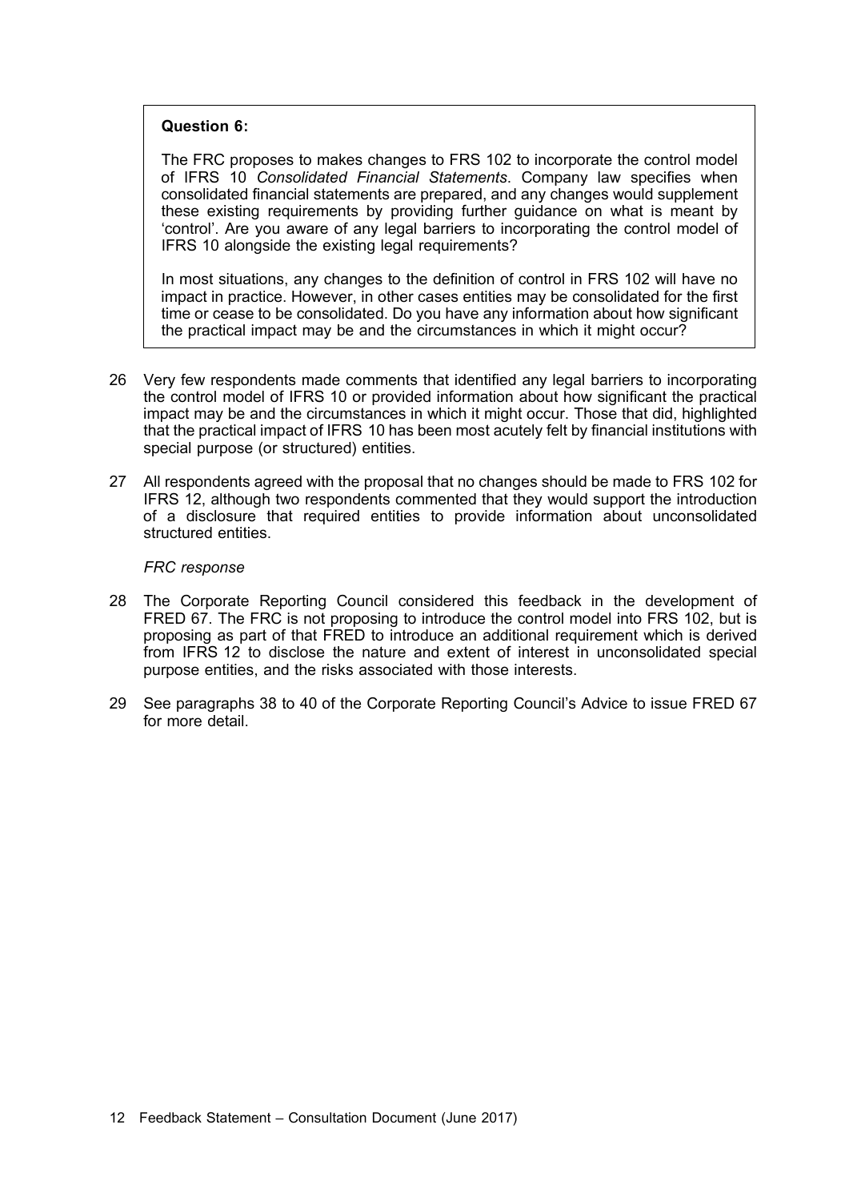> **Question 6:**
>
> The FRC proposes to makes changes to FRS 102 to incorporate the control model of IFRS 10 *Consolidated Financial Statements*. Company law specifies when consolidated financial statements are prepared, and any changes would supplement these existing requirements by providing further guidance on what is meant by 'control'. Are you aware of any legal barriers to incorporating the control model of IFRS 10 alongside the existing legal requirements?
>
> In most situations, any changes to the definition of control in FRS 102 will have no impact in practice. However, in other cases entities may be consolidated for the first time or cease to be consolidated. Do you have any information about how significant the practical impact may be and the circumstances in which it might occur?

26 Very few respondents made comments that identified any legal barriers to incorporating the control model of IFRS 10 or provided information about how significant the practical impact may be and the circumstances in which it might occur. Those that did, highlighted that the practical impact of IFRS 10 has been most acutely felt by financial institutions with special purpose (or structured) entities.

27 All respondents agreed with the proposal that no changes should be made to FRS 102 for IFRS 12, although two respondents commented that they would support the introduction of a disclosure that required entities to provide information about unconsolidated structured entities.

*FRC response*

28 The Corporate Reporting Council considered this feedback in the development of FRED 67. The FRC is not proposing to introduce the control model into FRS 102, but is proposing as part of that FRED to introduce an additional requirement which is derived from IFRS 12 to disclose the nature and extent of interest in unconsolidated special purpose entities, and the risks associated with those interests.

29 See paragraphs 38 to 40 of the Corporate Reporting Council's Advice to issue FRED 67 for more detail.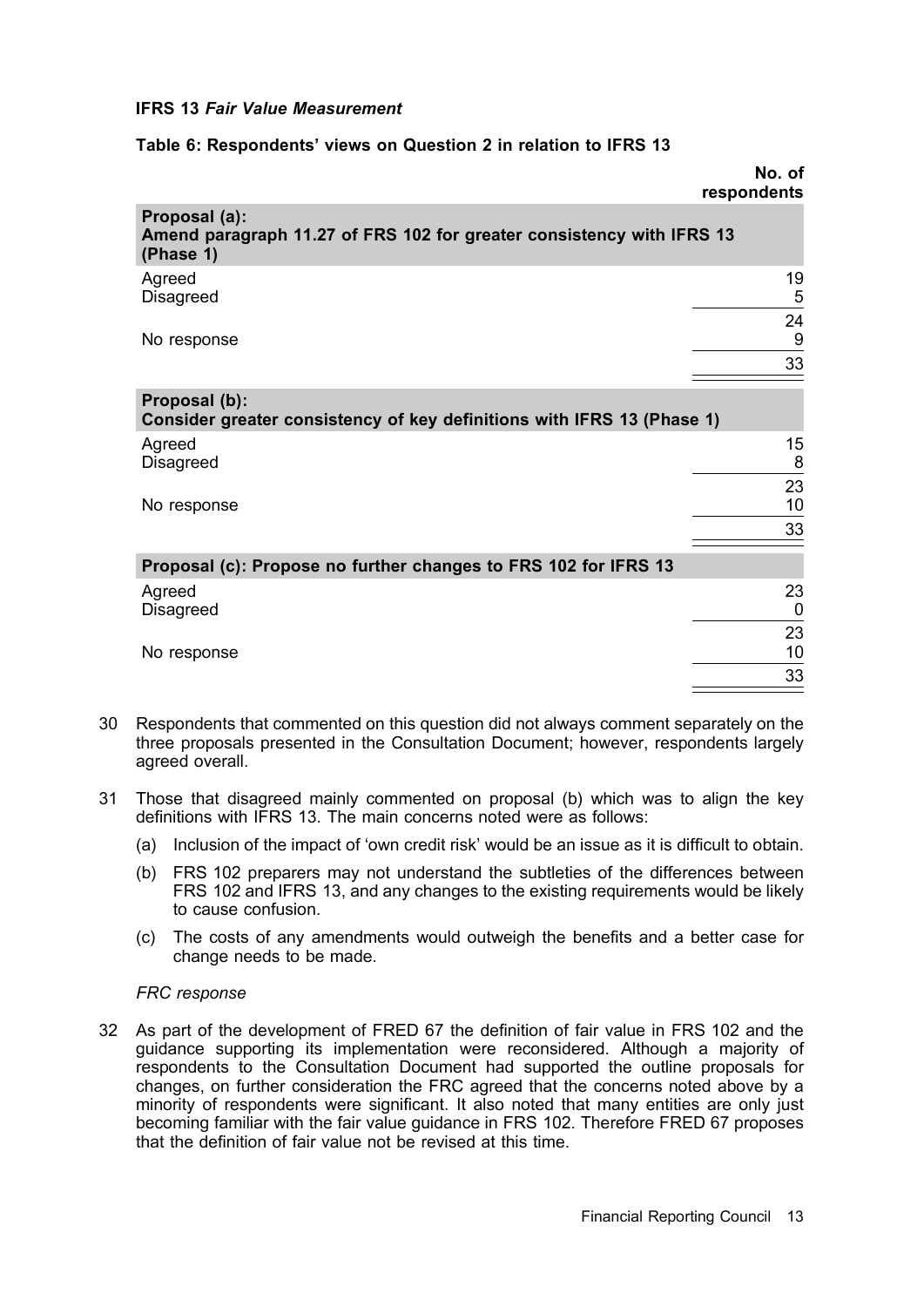**IFRS 13** ***Fair Value Measurement***

**Table 6: Respondents' views on Question 2 in relation to IFRS 13**

| | No. of respondents |
|---|---|
| **Proposal (a): Amend paragraph 11.27 of FRS 102 for greater consistency with IFRS 13 (Phase 1)** | |
| Agreed | 19 |
| Disagreed | 5 |
| | 24 |
| No response | 9 |
| | 33 |
| **Proposal (b): Consider greater consistency of key definitions with IFRS 13 (Phase 1)** | |
| Agreed | 15 |
| Disagreed | 8 |
| | 23 |
| No response | 10 |
| | 33 |
| **Proposal (c): Propose no further changes to FRS 102 for IFRS 13** | |
| Agreed | 23 |
| Disagreed | 0 |
| | 23 |
| No response | 10 |
| | 33 |

30 Respondents that commented on this question did not always comment separately on the three proposals presented in the Consultation Document; however, respondents largely agreed overall.

31 Those that disagreed mainly commented on proposal (b) which was to align the key definitions with IFRS 13. The main concerns noted were as follows:

(a) Inclusion of the impact of 'own credit risk' would be an issue as it is difficult to obtain.

(b) FRS 102 preparers may not understand the subtleties of the differences between FRS 102 and IFRS 13, and any changes to the existing requirements would be likely to cause confusion.

(c) The costs of any amendments would outweigh the benefits and a better case for change needs to be made.

*FRC response*

32 As part of the development of FRED 67 the definition of fair value in FRS 102 and the guidance supporting its implementation were reconsidered. Although a majority of respondents to the Consultation Document had supported the outline proposals for changes, on further consideration the FRC agreed that the concerns noted above by a minority of respondents were significant. It also noted that many entities are only just becoming familiar with the fair value guidance in FRS 102. Therefore FRED 67 proposes that the definition of fair value not be revised at this time.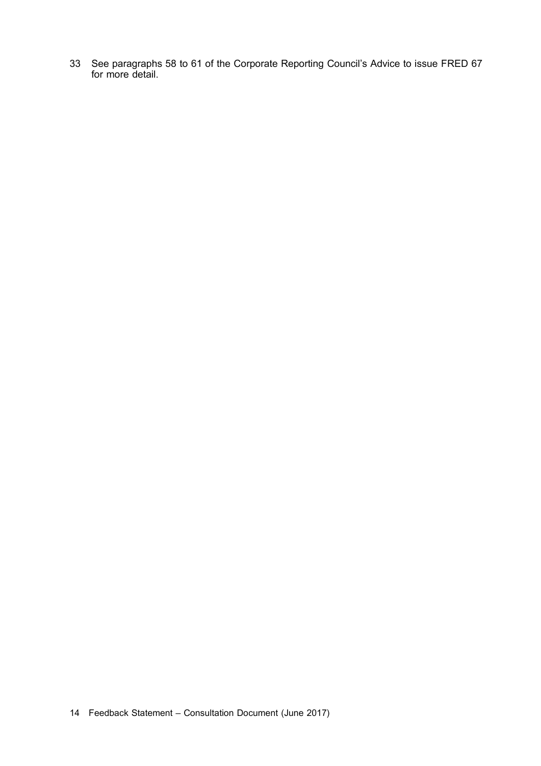33 See paragraphs 58 to 61 of the Corporate Reporting Council's Advice to issue FRED 67 for more detail.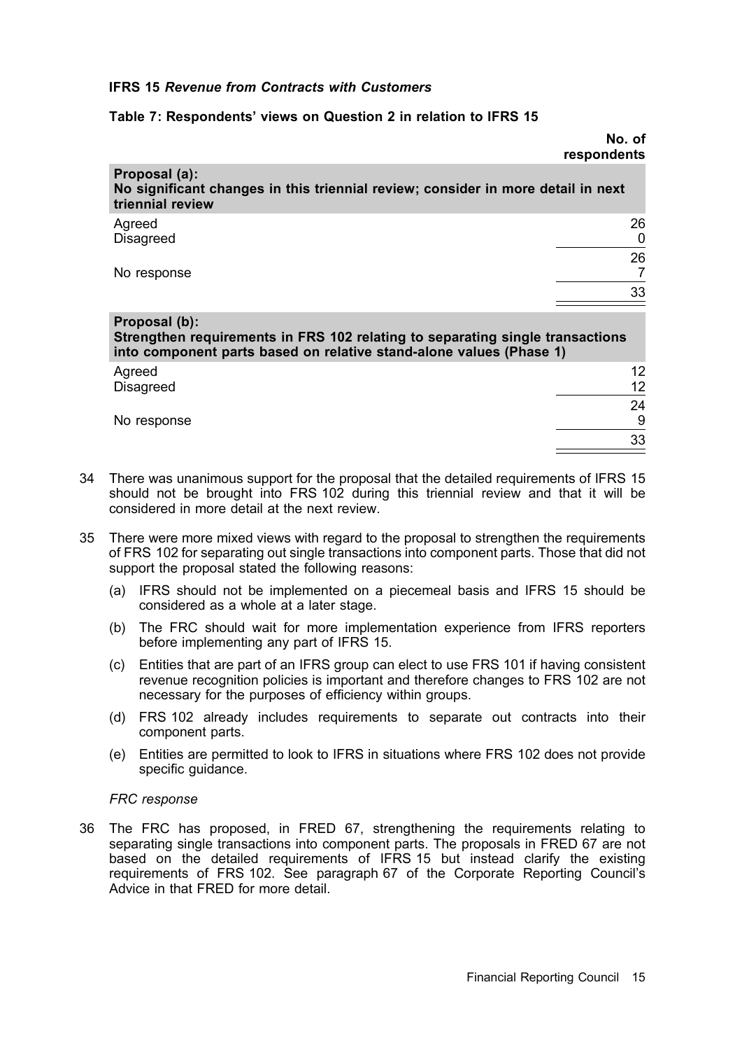**IFRS 15** ***Revenue from Contracts with Customers***

**Table 7: Respondents' views on Question 2 in relation to IFRS 15**

| | No. of respondents |
|---|---|
| **Proposal (a):** **No significant changes in this triennial review; consider in more detail in next triennial review** | |
| Agreed | 26 |
| Disagreed | 0 |
| | 26 |
| No response | 7 |
| | 33 |
| **Proposal (b):** **Strengthen requirements in FRS 102 relating to separating single transactions into component parts based on relative stand-alone values (Phase 1)** | |
| Agreed | 12 |
| Disagreed | 12 |
| | 24 |
| No response | 9 |
| | 33 |

34 There was unanimous support for the proposal that the detailed requirements of IFRS 15 should not be brought into FRS 102 during this triennial review and that it will be considered in more detail at the next review.

35 There were more mixed views with regard to the proposal to strengthen the requirements of FRS 102 for separating out single transactions into component parts. Those that did not support the proposal stated the following reasons:

(a) IFRS should not be implemented on a piecemeal basis and IFRS 15 should be considered as a whole at a later stage.

(b) The FRC should wait for more implementation experience from IFRS reporters before implementing any part of IFRS 15.

(c) Entities that are part of an IFRS group can elect to use FRS 101 if having consistent revenue recognition policies is important and therefore changes to FRS 102 are not necessary for the purposes of efficiency within groups.

(d) FRS 102 already includes requirements to separate out contracts into their component parts.

(e) Entities are permitted to look to IFRS in situations where FRS 102 does not provide specific guidance.

*FRC response*

36 The FRC has proposed, in FRED 67, strengthening the requirements relating to separating single transactions into component parts. The proposals in FRED 67 are not based on the detailed requirements of IFRS 15 but instead clarify the existing requirements of FRS 102. See paragraph 67 of the Corporate Reporting Council's Advice in that FRED for more detail.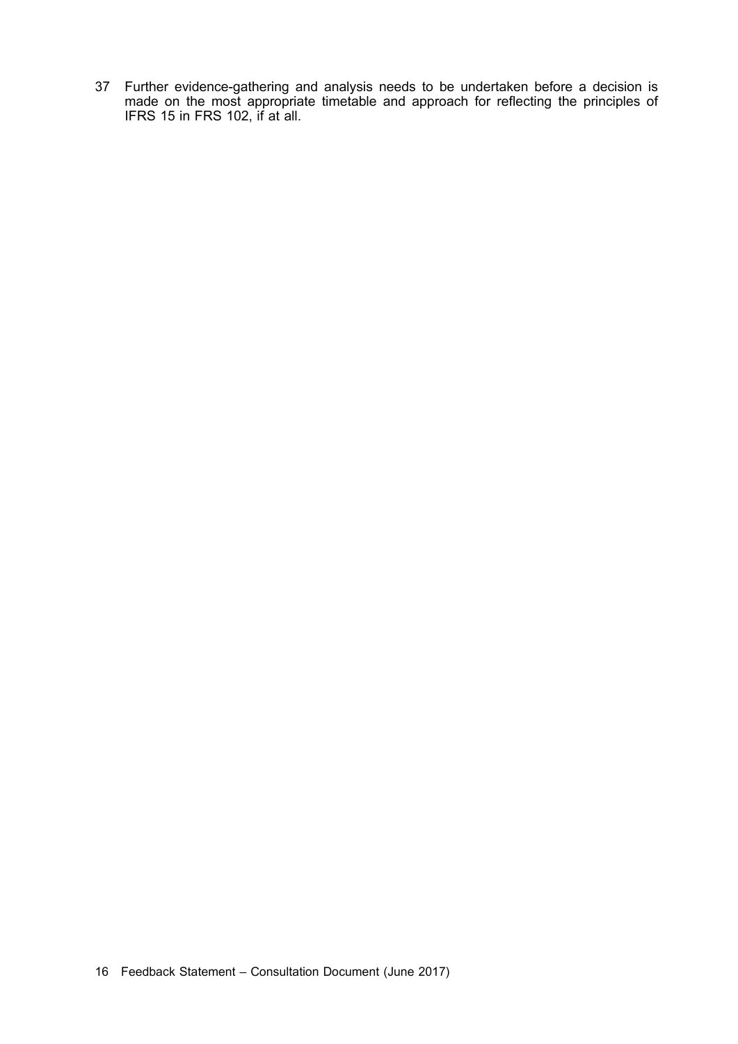37 Further evidence-gathering and analysis needs to be undertaken before a decision is made on the most appropriate timetable and approach for reflecting the principles of IFRS 15 in FRS 102, if at all.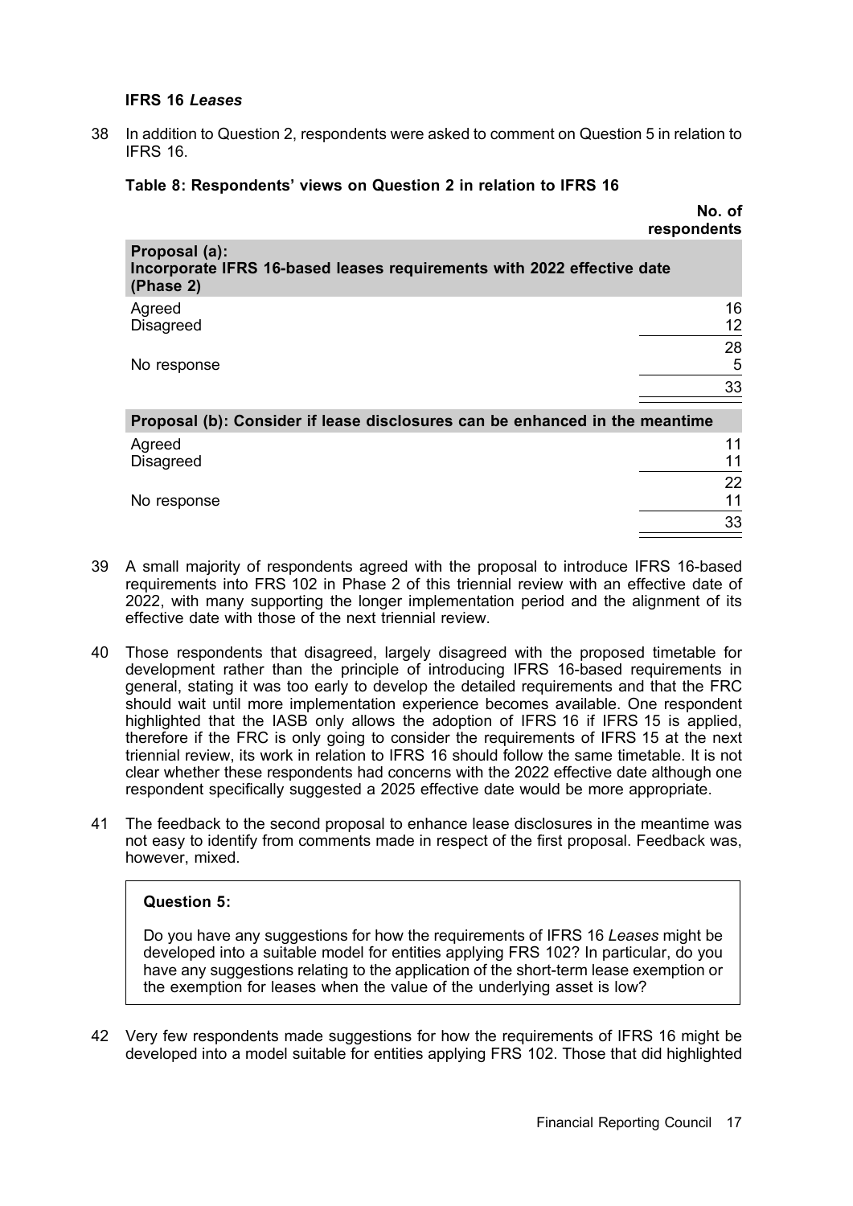### IFRS 16 *Leases*

38 In addition to Question 2, respondents were asked to comment on Question 5 in relation to IFRS 16.

**Table 8: Respondents' views on Question 2 in relation to IFRS 16**

| | No. of respondents |
|---|---|
| **Proposal (a): Incorporate IFRS 16-based leases requirements with 2022 effective date (Phase 2)** | |
| Agreed | 16 |
| Disagreed | 12 |
| | 28 |
| No response | 5 |
| | 33 |
| **Proposal (b): Consider if lease disclosures can be enhanced in the meantime** | |
| Agreed | 11 |
| Disagreed | 11 |
| | 22 |
| No response | 11 |
| | 33 |

39 A small majority of respondents agreed with the proposal to introduce IFRS 16-based requirements into FRS 102 in Phase 2 of this triennial review with an effective date of 2022, with many supporting the longer implementation period and the alignment of its effective date with those of the next triennial review.

40 Those respondents that disagreed, largely disagreed with the proposed timetable for development rather than the principle of introducing IFRS 16-based requirements in general, stating it was too early to develop the detailed requirements and that the FRC should wait until more implementation experience becomes available. One respondent highlighted that the IASB only allows the adoption of IFRS 16 if IFRS 15 is applied, therefore if the FRC is only going to consider the requirements of IFRS 15 at the next triennial review, its work in relation to IFRS 16 should follow the same timetable. It is not clear whether these respondents had concerns with the 2022 effective date although one respondent specifically suggested a 2025 effective date would be more appropriate.

41 The feedback to the second proposal to enhance lease disclosures in the meantime was not easy to identify from comments made in respect of the first proposal. Feedback was, however, mixed.

> **Question 5:**
>
> Do you have any suggestions for how the requirements of IFRS 16 *Leases* might be developed into a suitable model for entities applying FRS 102? In particular, do you have any suggestions relating to the application of the short-term lease exemption or the exemption for leases when the value of the underlying asset is low?

42 Very few respondents made suggestions for how the requirements of IFRS 16 might be developed into a model suitable for entities applying FRS 102. Those that did highlighted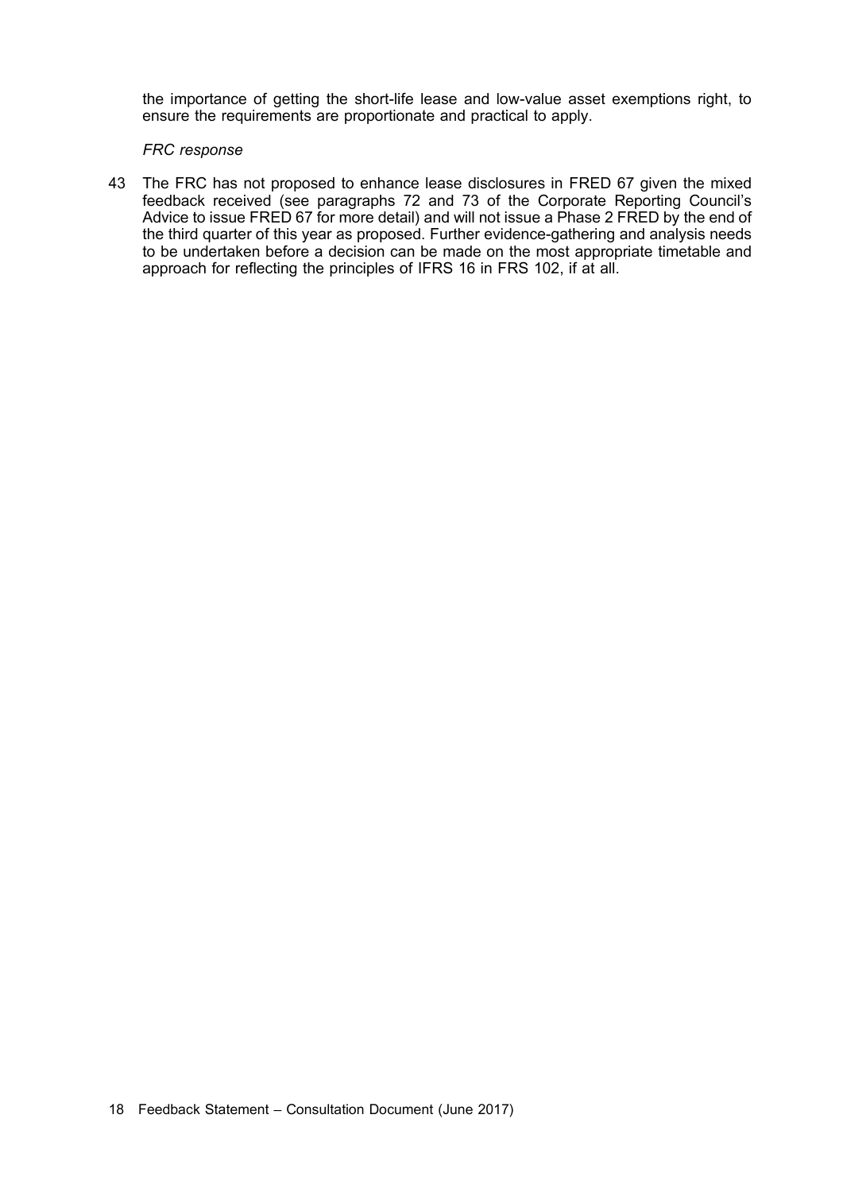the importance of getting the short-life lease and low-value asset exemptions right, to ensure the requirements are proportionate and practical to apply.

*FRC response*

43 The FRC has not proposed to enhance lease disclosures in FRED 67 given the mixed feedback received (see paragraphs 72 and 73 of the Corporate Reporting Council's Advice to issue FRED 67 for more detail) and will not issue a Phase 2 FRED by the end of the third quarter of this year as proposed. Further evidence-gathering and analysis needs to be undertaken before a decision can be made on the most appropriate timetable and approach for reflecting the principles of IFRS 16 in FRS 102, if at all.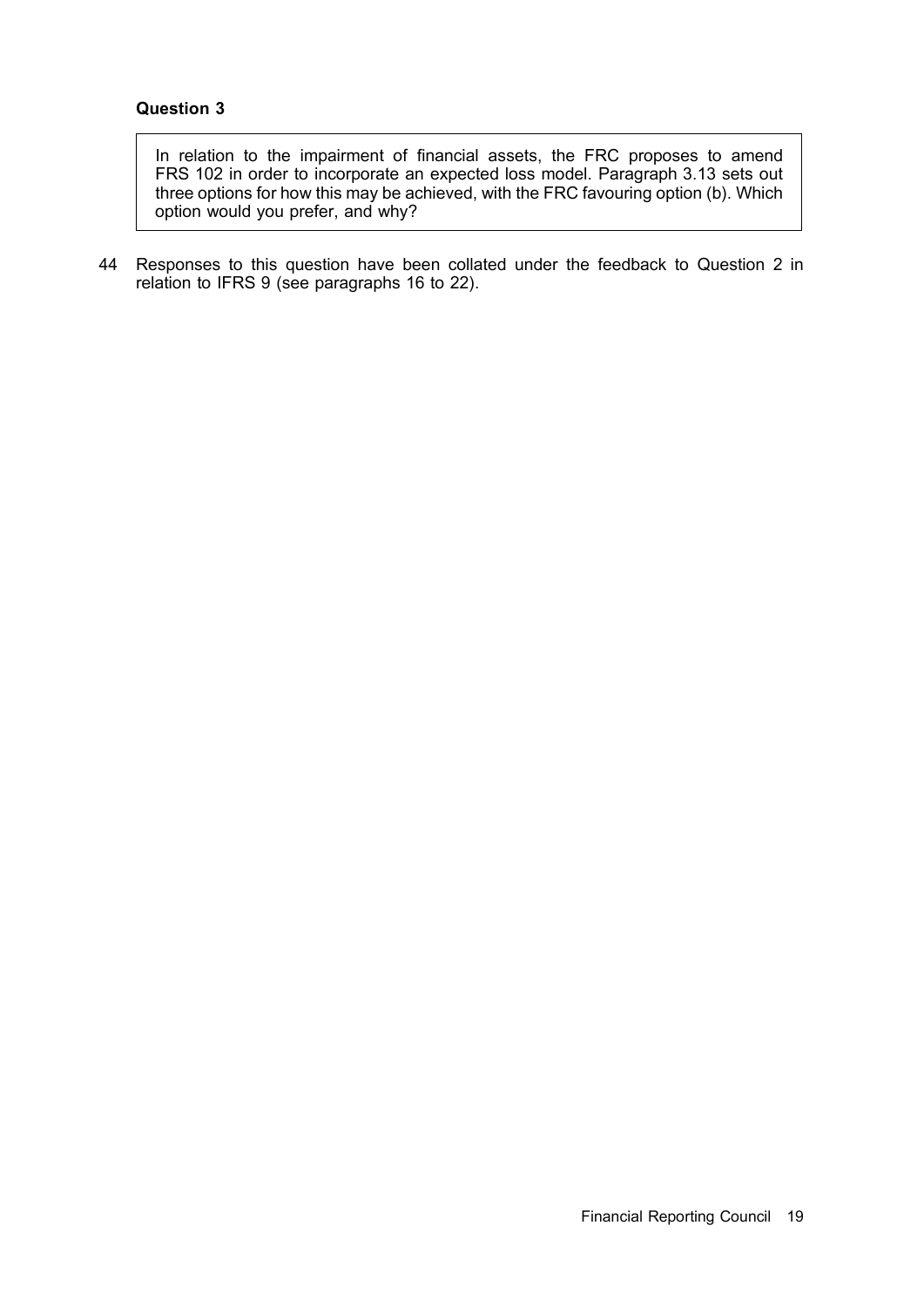**Question 3**

> In relation to the impairment of financial assets, the FRC proposes to amend FRS 102 in order to incorporate an expected loss model. Paragraph 3.13 sets out three options for how this may be achieved, with the FRC favouring option (b). Which option would you prefer, and why?

44 Responses to this question have been collated under the feedback to Question 2 in relation to IFRS 9 (see paragraphs 16 to 22).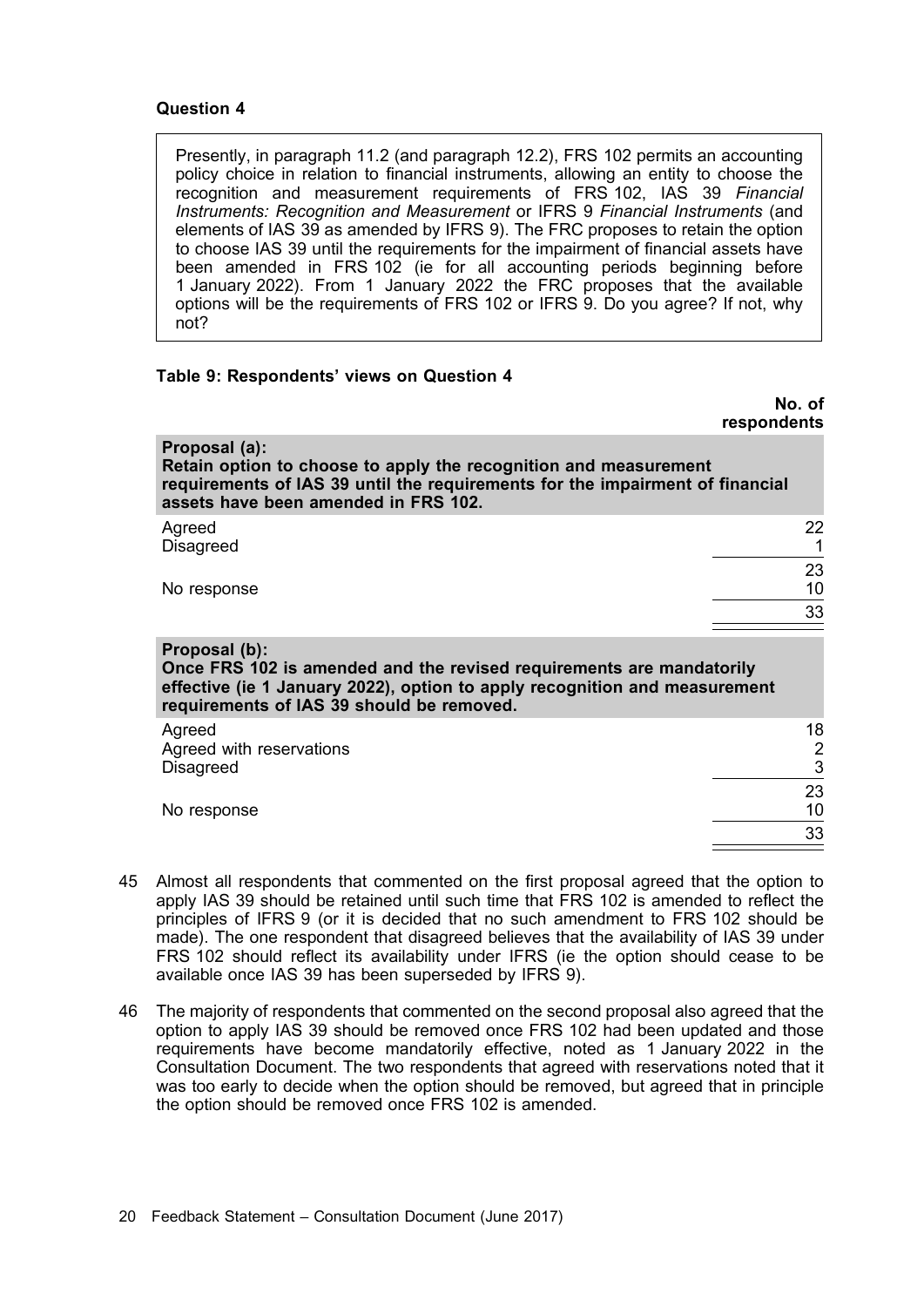### Question 4

> Presently, in paragraph 11.2 (and paragraph 12.2), FRS 102 permits an accounting policy choice in relation to financial instruments, allowing an entity to choose the recognition and measurement requirements of FRS 102, IAS 39 *Financial Instruments: Recognition and Measurement* or IFRS 9 *Financial Instruments* (and elements of IAS 39 as amended by IFRS 9). The FRC proposes to retain the option to choose IAS 39 until the requirements for the impairment of financial assets have been amended in FRS 102 (ie for all accounting periods beginning before 1 January 2022). From 1 January 2022 the FRC proposes that the available options will be the requirements of FRS 102 or IFRS 9. Do you agree? If not, why not?

**Table 9: Respondents' views on Question 4**

| | No. of respondents |
|---|---|
| **Proposal (a): Retain option to choose to apply the recognition and measurement requirements of IAS 39 until the requirements for the impairment of financial assets have been amended in FRS 102.** | |
| Agreed | 22 |
| Disagreed | 1 |
| | 23 |
| No response | 10 |
| | 33 |
| **Proposal (b): Once FRS 102 is amended and the revised requirements are mandatorily effective (ie 1 January 2022), option to apply recognition and measurement requirements of IAS 39 should be removed.** | |
| Agreed | 18 |
| Agreed with reservations | 2 |
| Disagreed | 3 |
| | 23 |
| No response | 10 |
| | 33 |

45 Almost all respondents that commented on the first proposal agreed that the option to apply IAS 39 should be retained until such time that FRS 102 is amended to reflect the principles of IFRS 9 (or it is decided that no such amendment to FRS 102 should be made). The one respondent that disagreed believes that the availability of IAS 39 under FRS 102 should reflect its availability under IFRS (ie the option should cease to be available once IAS 39 has been superseded by IFRS 9).

46 The majority of respondents that commented on the second proposal also agreed that the option to apply IAS 39 should be removed once FRS 102 had been updated and those requirements have become mandatorily effective, noted as 1 January 2022 in the Consultation Document. The two respondents that agreed with reservations noted that it was too early to decide when the option should be removed, but agreed that in principle the option should be removed once FRS 102 is amended.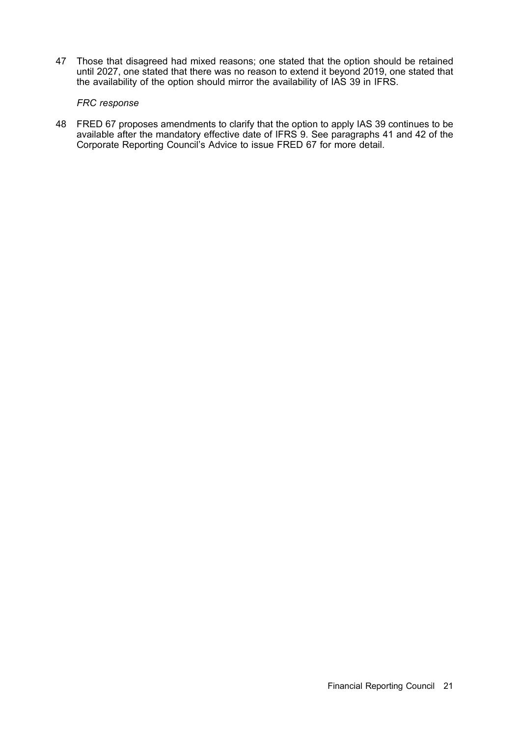47 Those that disagreed had mixed reasons; one stated that the option should be retained until 2027, one stated that there was no reason to extend it beyond 2019, one stated that the availability of the option should mirror the availability of IAS 39 in IFRS.

*FRC response*

48 FRED 67 proposes amendments to clarify that the option to apply IAS 39 continues to be available after the mandatory effective date of IFRS 9. See paragraphs 41 and 42 of the Corporate Reporting Council's Advice to issue FRED 67 for more detail.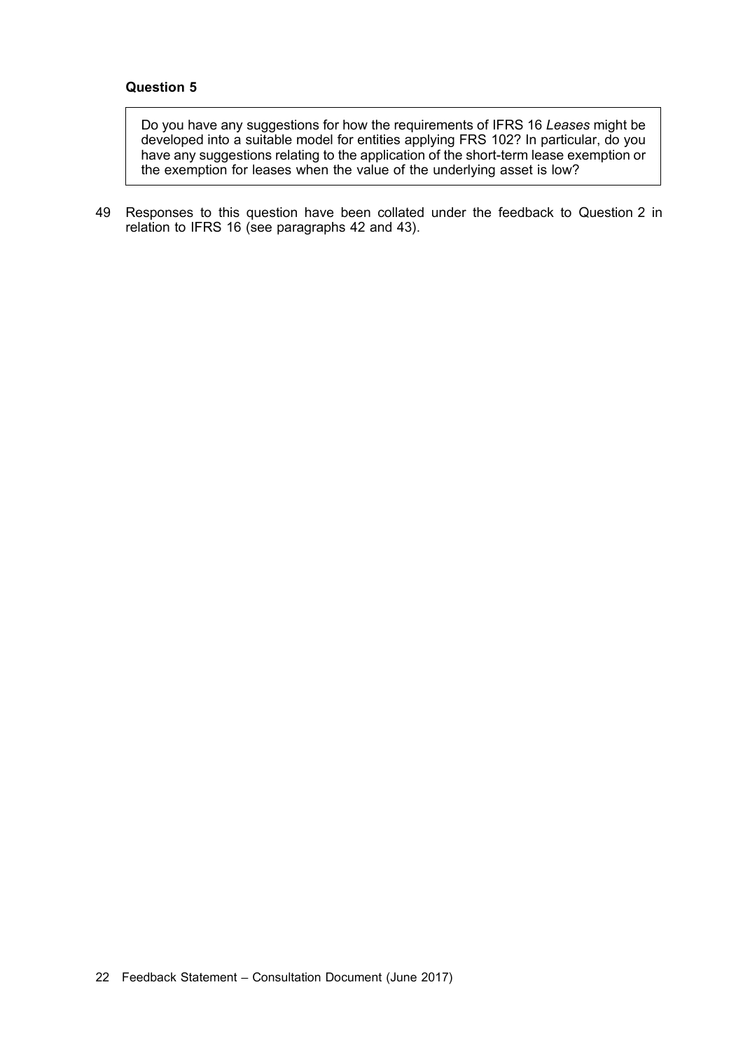**Question 5**

> Do you have any suggestions for how the requirements of IFRS 16 *Leases* might be developed into a suitable model for entities applying FRS 102? In particular, do you have any suggestions relating to the application of the short-term lease exemption or the exemption for leases when the value of the underlying asset is low?

49 Responses to this question have been collated under the feedback to Question 2 in relation to IFRS 16 (see paragraphs 42 and 43).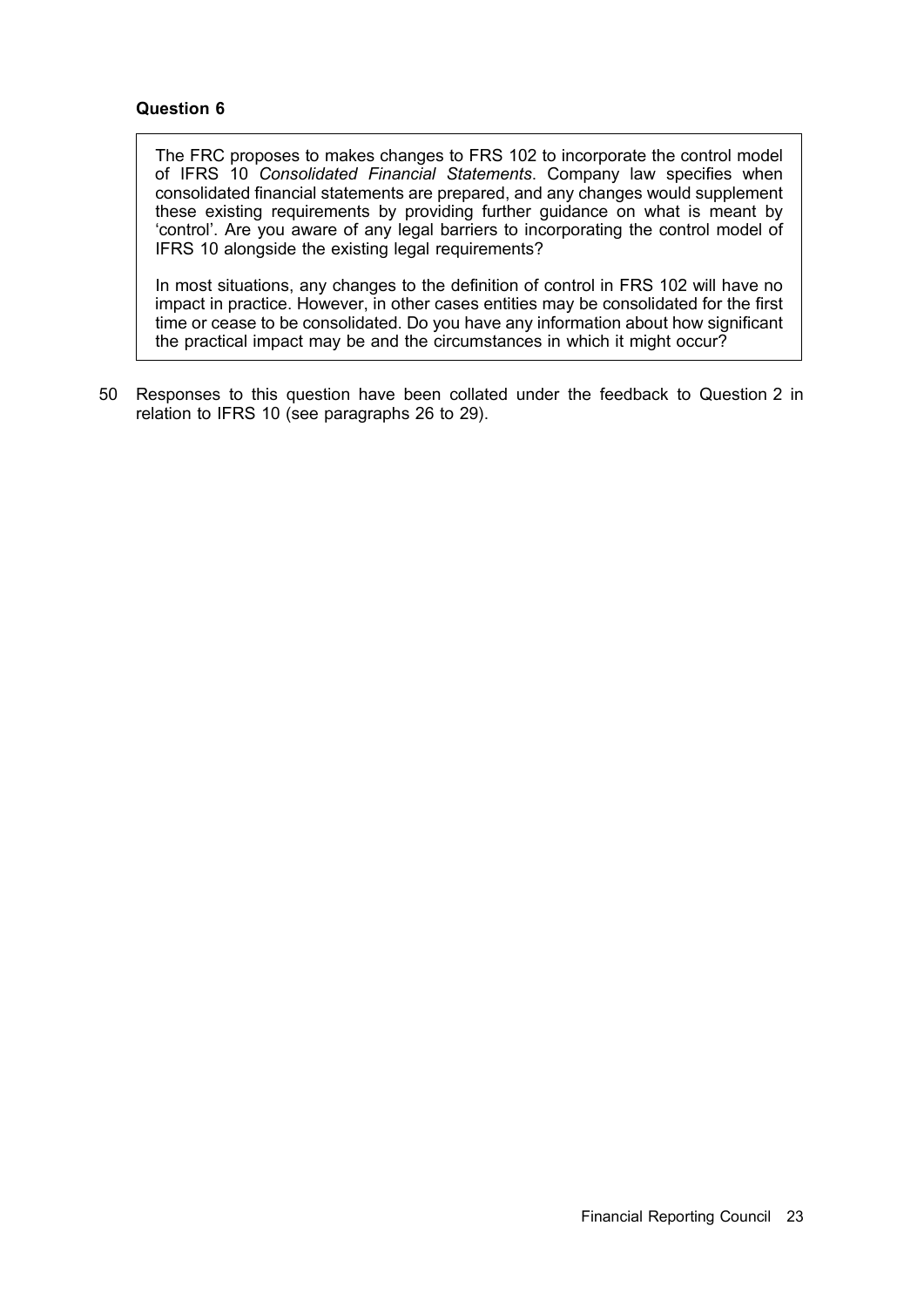### Question 6

> The FRC proposes to makes changes to FRS 102 to incorporate the control model of IFRS 10 *Consolidated Financial Statements*. Company law specifies when consolidated financial statements are prepared, and any changes would supplement these existing requirements by providing further guidance on what is meant by 'control'. Are you aware of any legal barriers to incorporating the control model of IFRS 10 alongside the existing legal requirements?
>
> In most situations, any changes to the definition of control in FRS 102 will have no impact in practice. However, in other cases entities may be consolidated for the first time or cease to be consolidated. Do you have any information about how significant the practical impact may be and the circumstances in which it might occur?

50 Responses to this question have been collated under the feedback to Question 2 in relation to IFRS 10 (see paragraphs 26 to 29).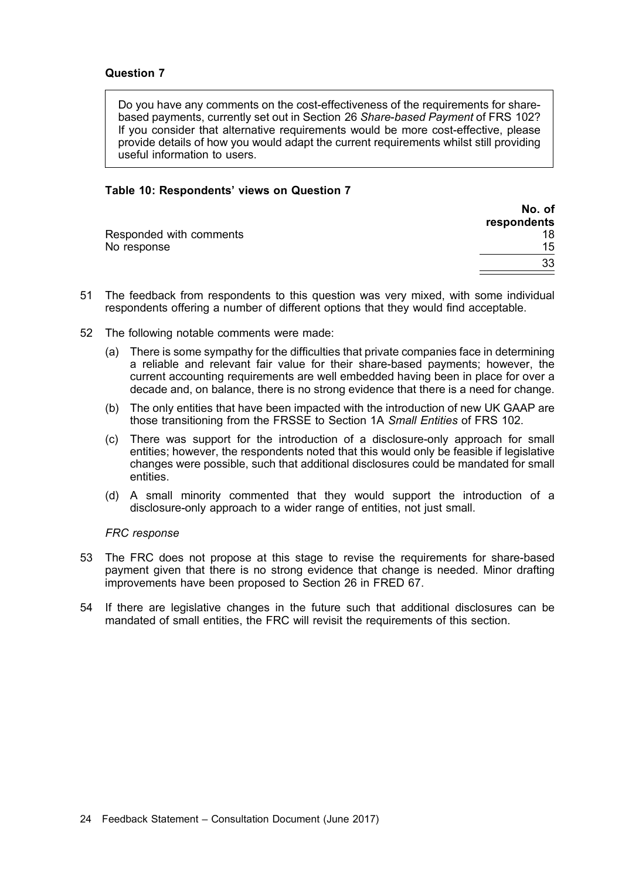### Question 7

> Do you have any comments on the cost-effectiveness of the requirements for share-based payments, currently set out in Section 26 *Share-based Payment* of FRS 102? If you consider that alternative requirements would be more cost-effective, please provide details of how you would adapt the current requirements whilst still providing useful information to users.

**Table 10: Respondents' views on Question 7**

| | No. of respondents |
|---|---|
| Responded with comments | 18 |
| No response | 15 |
| | 33 |

51 The feedback from respondents to this question was very mixed, with some individual respondents offering a number of different options that they would find acceptable.

52 The following notable comments were made:

(a) There is some sympathy for the difficulties that private companies face in determining a reliable and relevant fair value for their share-based payments; however, the current accounting requirements are well embedded having been in place for over a decade and, on balance, there is no strong evidence that there is a need for change.

(b) The only entities that have been impacted with the introduction of new UK GAAP are those transitioning from the FRSSE to Section 1A *Small Entities* of FRS 102.

(c) There was support for the introduction of a disclosure-only approach for small entities; however, the respondents noted that this would only be feasible if legislative changes were possible, such that additional disclosures could be mandated for small entities.

(d) A small minority commented that they would support the introduction of a disclosure-only approach to a wider range of entities, not just small.

*FRC response*

53 The FRC does not propose at this stage to revise the requirements for share-based payment given that there is no strong evidence that change is needed. Minor drafting improvements have been proposed to Section 26 in FRED 67.

54 If there are legislative changes in the future such that additional disclosures can be mandated of small entities, the FRC will revisit the requirements of this section.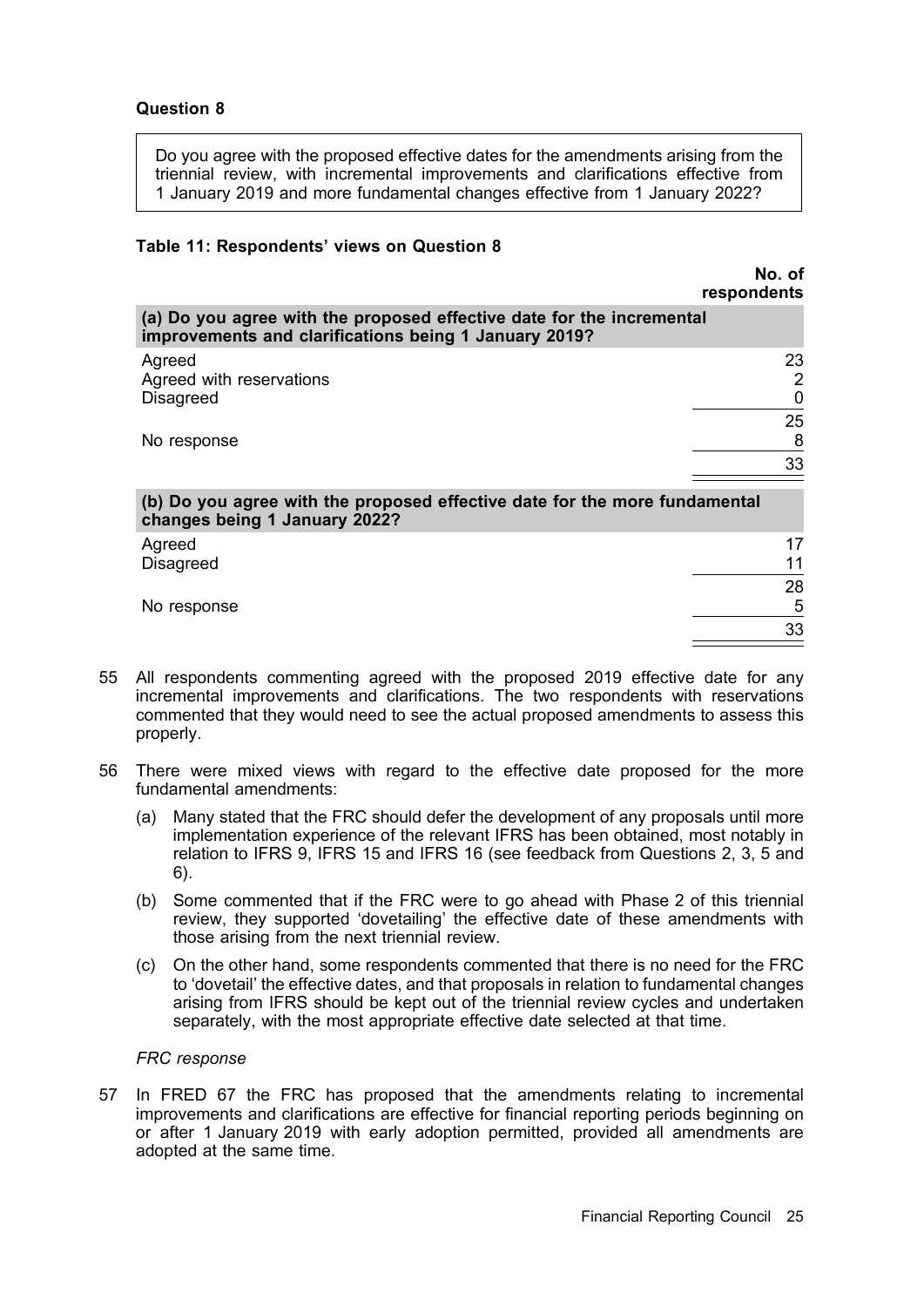**Question 8**

> Do you agree with the proposed effective dates for the amendments arising from the triennial review, with incremental improvements and clarifications effective from 1 January 2019 and more fundamental changes effective from 1 January 2022?

**Table 11: Respondents' views on Question 8**

| | No. of respondents |
|---|---|
| **(a) Do you agree with the proposed effective date for the incremental improvements and clarifications being 1 January 2019?** | |
| Agreed | 23 |
| Agreed with reservations | 2 |
| Disagreed | 0 |
| | 25 |
| No response | 8 |
| | 33 |
| **(b) Do you agree with the proposed effective date for the more fundamental changes being 1 January 2022?** | |
| Agreed | 17 |
| Disagreed | 11 |
| | 28 |
| No response | 5 |
| | 33 |

55 All respondents commenting agreed with the proposed 2019 effective date for any incremental improvements and clarifications. The two respondents with reservations commented that they would need to see the actual proposed amendments to assess this properly.

56 There were mixed views with regard to the effective date proposed for the more fundamental amendments:

(a) Many stated that the FRC should defer the development of any proposals until more implementation experience of the relevant IFRS has been obtained, most notably in relation to IFRS 9, IFRS 15 and IFRS 16 (see feedback from Questions 2, 3, 5 and 6).

(b) Some commented that if the FRC were to go ahead with Phase 2 of this triennial review, they supported 'dovetailing' the effective date of these amendments with those arising from the next triennial review.

(c) On the other hand, some respondents commented that there is no need for the FRC to 'dovetail' the effective dates, and that proposals in relation to fundamental changes arising from IFRS should be kept out of the triennial review cycles and undertaken separately, with the most appropriate effective date selected at that time.

*FRC response*

57 In FRED 67 the FRC has proposed that the amendments relating to incremental improvements and clarifications are effective for financial reporting periods beginning on or after 1 January 2019 with early adoption permitted, provided all amendments are adopted at the same time.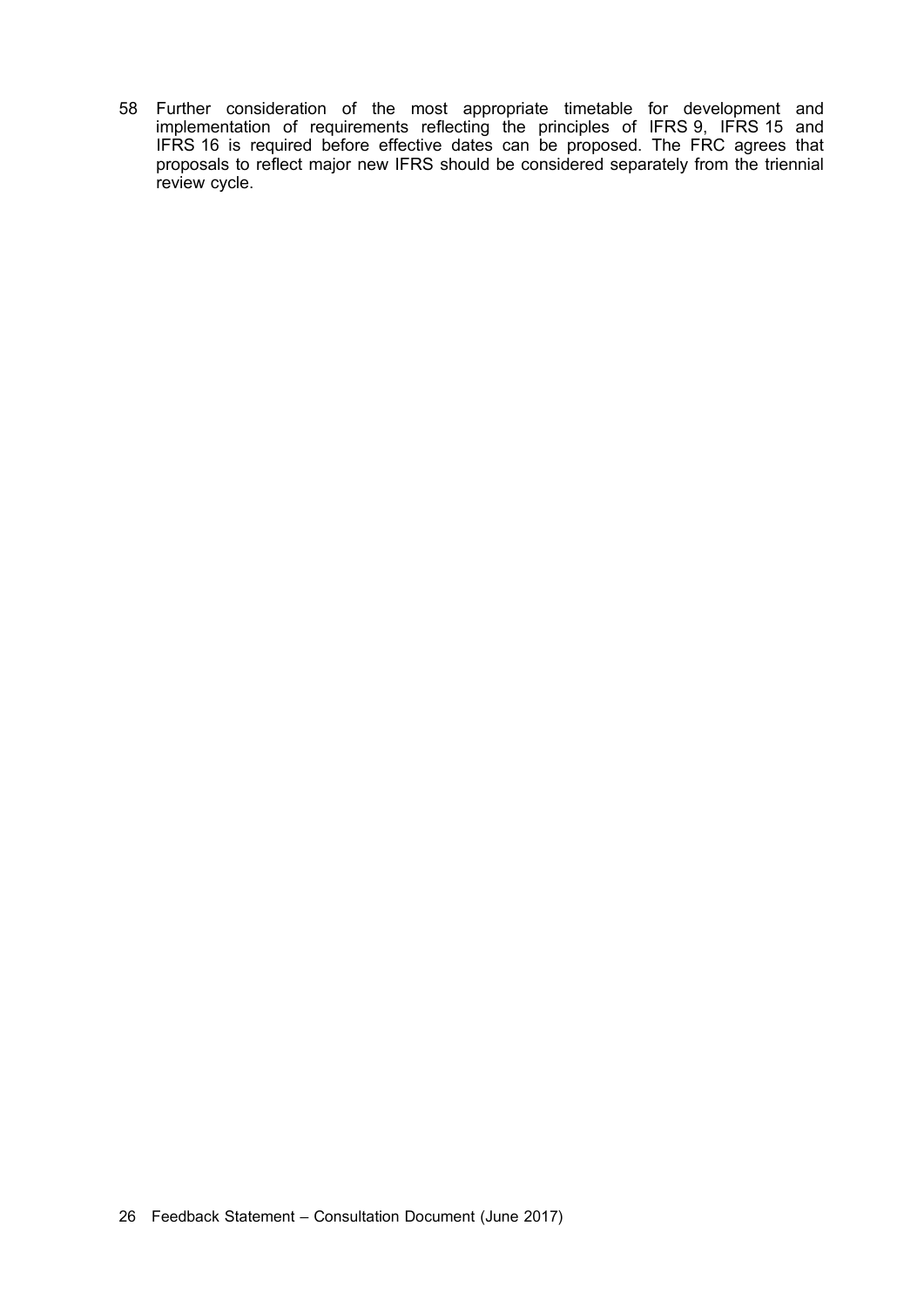58 Further consideration of the most appropriate timetable for development and implementation of requirements reflecting the principles of IFRS 9, IFRS 15 and IFRS 16 is required before effective dates can be proposed. The FRC agrees that proposals to reflect major new IFRS should be considered separately from the triennial review cycle.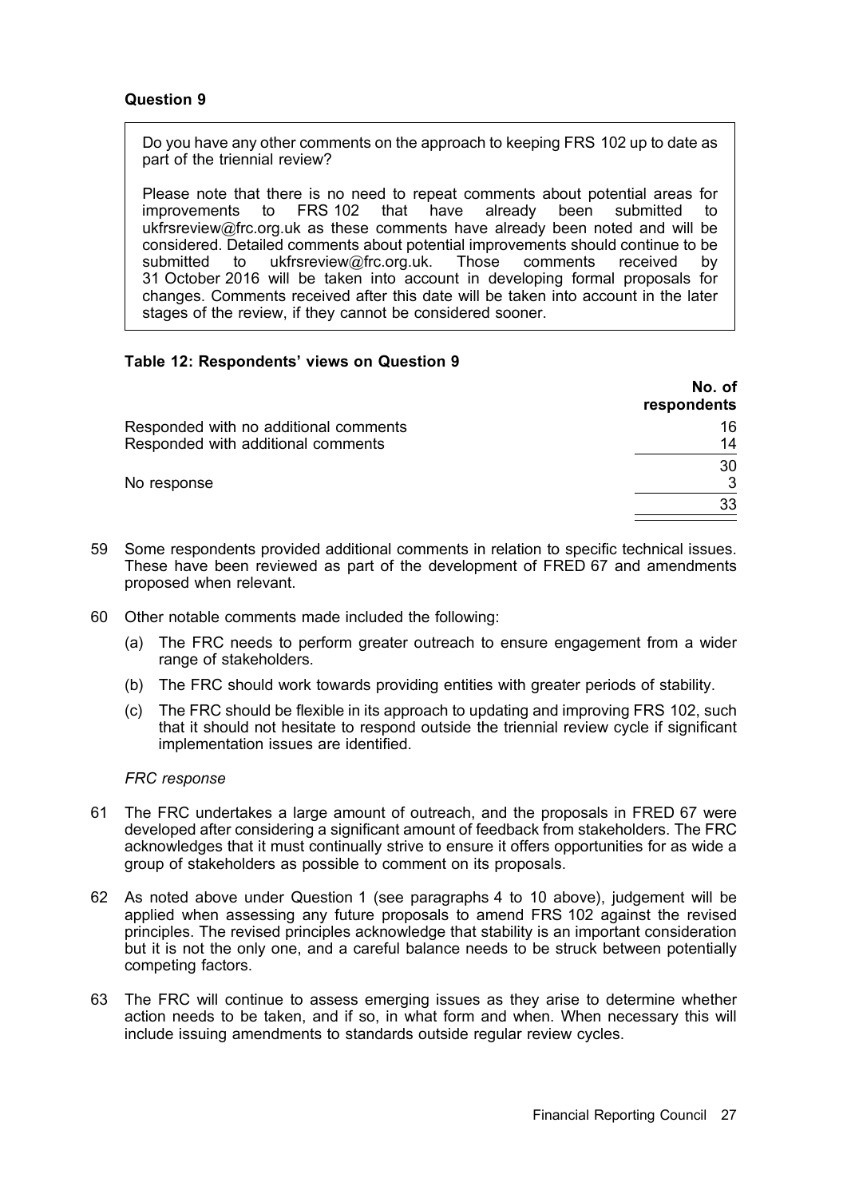### Question 9

> Do you have any other comments on the approach to keeping FRS 102 up to date as part of the triennial review?
>
> Please note that there is no need to repeat comments about potential areas for improvements to FRS 102 that have already been submitted to ukfrsreview@frc.org.uk as these comments have already been noted and will be considered. Detailed comments about potential improvements should continue to be submitted to ukfrsreview@frc.org.uk. Those comments received by 31 October 2016 will be taken into account in developing formal proposals for changes. Comments received after this date will be taken into account in the later stages of the review, if they cannot be considered sooner.

**Table 12: Respondents' views on Question 9**

| | No. of respondents |
|---|---|
| Responded with no additional comments | 16 |
| Responded with additional comments | 14 |
| | 30 |
| No response | 3 |
| | 33 |

59 Some respondents provided additional comments in relation to specific technical issues. These have been reviewed as part of the development of FRED 67 and amendments proposed when relevant.

60 Other notable comments made included the following:

(a) The FRC needs to perform greater outreach to ensure engagement from a wider range of stakeholders.

(b) The FRC should work towards providing entities with greater periods of stability.

(c) The FRC should be flexible in its approach to updating and improving FRS 102, such that it should not hesitate to respond outside the triennial review cycle if significant implementation issues are identified.

*FRC response*

61 The FRC undertakes a large amount of outreach, and the proposals in FRED 67 were developed after considering a significant amount of feedback from stakeholders. The FRC acknowledges that it must continually strive to ensure it offers opportunities for as wide a group of stakeholders as possible to comment on its proposals.

62 As noted above under Question 1 (see paragraphs 4 to 10 above), judgement will be applied when assessing any future proposals to amend FRS 102 against the revised principles. The revised principles acknowledge that stability is an important consideration but it is not the only one, and a careful balance needs to be struck between potentially competing factors.

63 The FRC will continue to assess emerging issues as they arise to determine whether action needs to be taken, and if so, in what form and when. When necessary this will include issuing amendments to standards outside regular review cycles.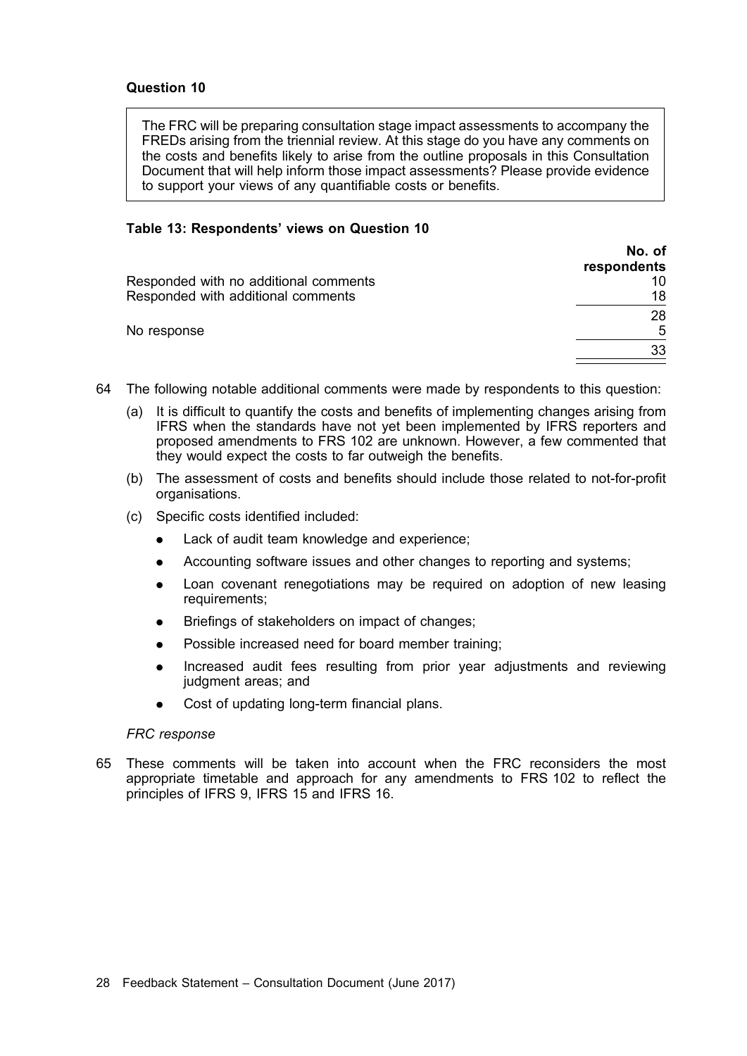**Question 10**

The FRC will be preparing consultation stage impact assessments to accompany the FREDs arising from the triennial review. At this stage do you have any comments on the costs and benefits likely to arise from the outline proposals in this Consultation Document that will help inform those impact assessments? Please provide evidence to support your views of any quantifiable costs or benefits.

**Table 13: Respondents' views on Question 10**

| | No. of respondents |
|---|---|
| Responded with no additional comments | 10 |
| Responded with additional comments | 18 |
| | 28 |
| No response | 5 |
| | 33 |

64 The following notable additional comments were made by respondents to this question:

(a) It is difficult to quantify the costs and benefits of implementing changes arising from IFRS when the standards have not yet been implemented by IFRS reporters and proposed amendments to FRS 102 are unknown. However, a few commented that they would expect the costs to far outweigh the benefits.

(b) The assessment of costs and benefits should include those related to not-for-profit organisations.

(c) Specific costs identified included:

- Lack of audit team knowledge and experience;
- Accounting software issues and other changes to reporting and systems;
- Loan covenant renegotiations may be required on adoption of new leasing requirements;
- Briefings of stakeholders on impact of changes;
- Possible increased need for board member training;
- Increased audit fees resulting from prior year adjustments and reviewing judgment areas; and
- Cost of updating long-term financial plans.

*FRC response*

65 These comments will be taken into account when the FRC reconsiders the most appropriate timetable and approach for any amendments to FRS 102 to reflect the principles of IFRS 9, IFRS 15 and IFRS 16.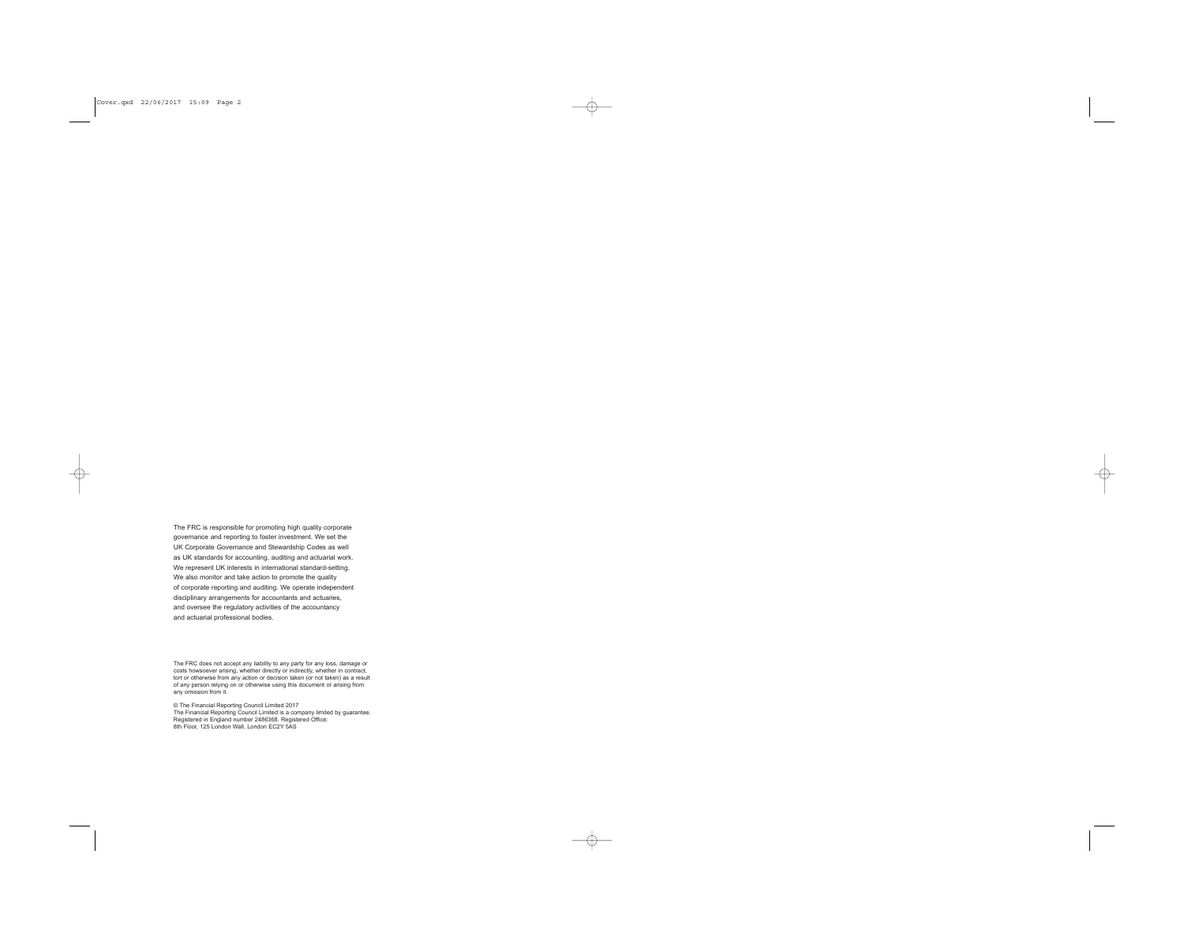The FRC is responsible for promoting high quality corporate governance and reporting to foster investment. We set the UK Corporate Governance and Stewardship Codes as well as UK standards for accounting, auditing and actuarial work. We represent UK interests in international standard-setting. We also monitor and take action to promote the quality of corporate reporting and auditing. We operate independent disciplinary arrangements for accountants and actuaries, and oversee the regulatory activities of the accountancy and actuarial professional bodies.

The FRC does not accept any liability to any party for any loss, damage or costs howsoever arising, whether directly or indirectly, whether in contract, tort or otherwise from any action or decision taken (or not taken) as a result of any person relying on or otherwise using this document or arising from any omission from it.

© The Financial Reporting Council Limited 2017
The Financial Reporting Council Limited is a company limited by guarantee. Registered in England number 2486368. Registered Office: 8th Floor, 125 London Wall, London EC2Y 5AS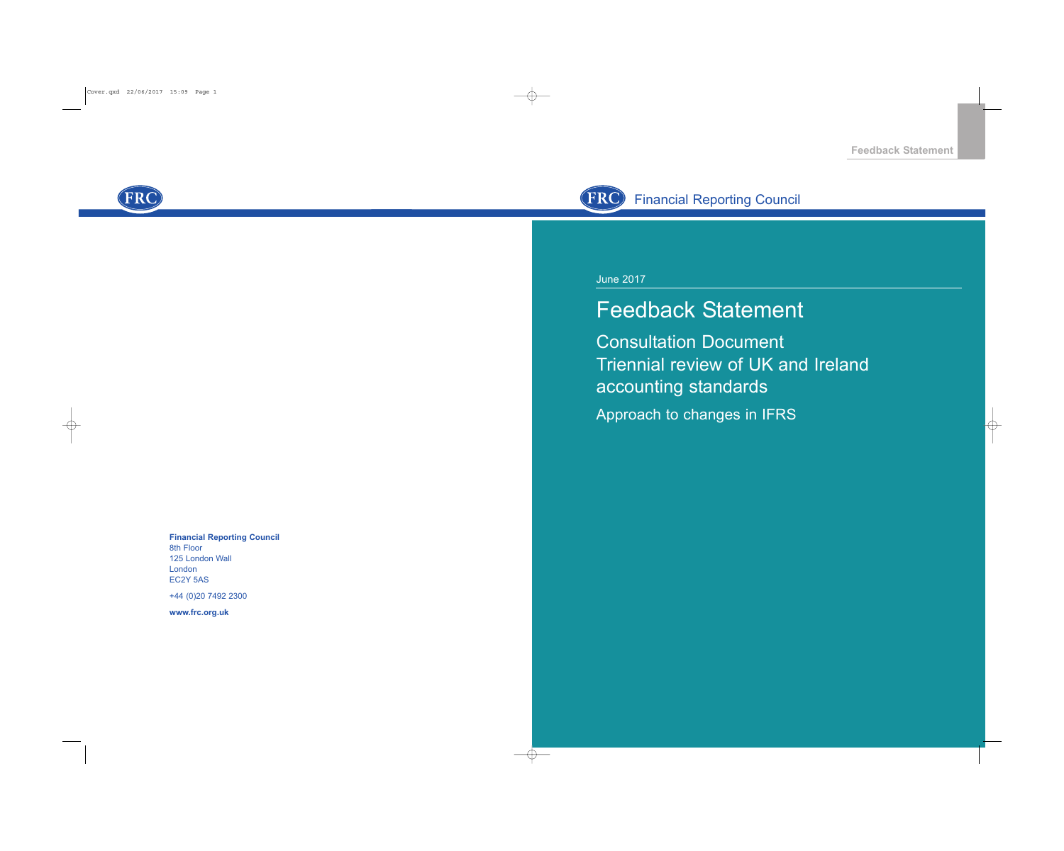Feedback Statement

FRC Financial Reporting Council

June 2017

# Feedback Statement

## Consultation Document
## Triennial review of UK and Ireland accounting standards

### Approach to changes in IFRS

**Financial Reporting Council**
8th Floor
125 London Wall
London
EC2Y 5AS

+44 (0)20 7492 2300

**www.frc.org.uk**